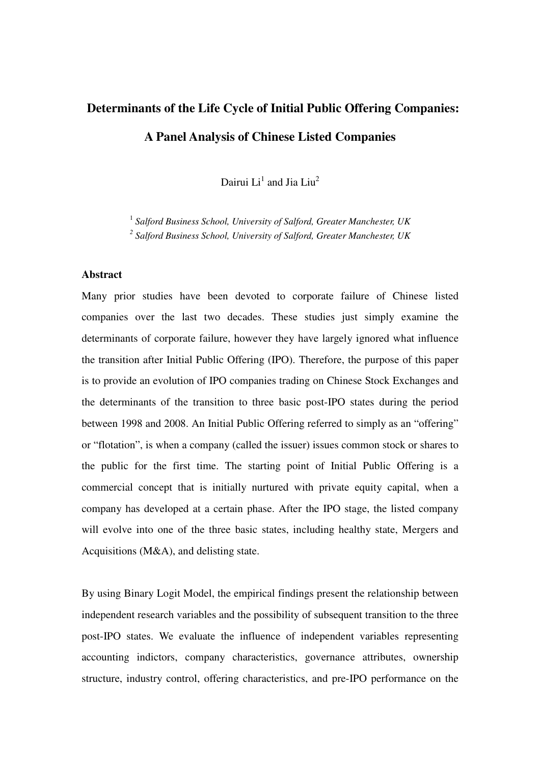# Determinants of the Life Cycle of Initial Public Offering Companies: A Panel Analysis of Chinese Listed Companies

Dairui Li[1] and Jia Liu[2]

[1] *Salford Business School, University of Salford, Greater Manchester, UK*
[2] *Salford Business School, University of Salford, Greater Manchester, UK*

## Abstract

Many prior studies have been devoted to corporate failure of Chinese listed companies over the last two decades. These studies just simply examine the determinants of corporate failure, however they have largely ignored what influence the transition after Initial Public Offering (IPO). Therefore, the purpose of this paper is to provide an evolution of IPO companies trading on Chinese Stock Exchanges and the determinants of the transition to three basic post-IPO states during the period between 1998 and 2008. An Initial Public Offering referred to simply as an "offering" or "flotation", is when a company (called the issuer) issues common stock or shares to the public for the first time. The starting point of Initial Public Offering is a commercial concept that is initially nurtured with private equity capital, when a company has developed at a certain phase. After the IPO stage, the listed company will evolve into one of the three basic states, including healthy state, Mergers and Acquisitions (M&A), and delisting state.

By using Binary Logit Model, the empirical findings present the relationship between independent research variables and the possibility of subsequent transition to the three post-IPO states. We evaluate the influence of independent variables representing accounting indictors, company characteristics, governance attributes, ownership structure, industry control, offering characteristics, and pre-IPO performance on the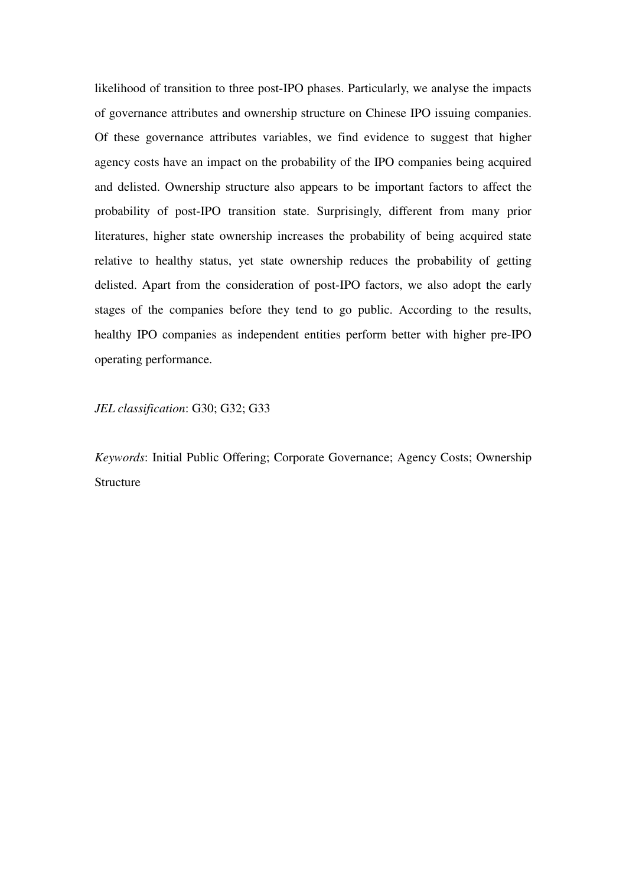likelihood of transition to three post-IPO phases. Particularly, we analyse the impacts of governance attributes and ownership structure on Chinese IPO issuing companies. Of these governance attributes variables, we find evidence to suggest that higher agency costs have an impact on the probability of the IPO companies being acquired and delisted. Ownership structure also appears to be important factors to affect the probability of post-IPO transition state. Surprisingly, different from many prior literatures, higher state ownership increases the probability of being acquired state relative to healthy status, yet state ownership reduces the probability of getting delisted. Apart from the consideration of post-IPO factors, we also adopt the early stages of the companies before they tend to go public. According to the results, healthy IPO companies as independent entities perform better with higher pre-IPO operating performance.

*JEL classification*: G30; G32; G33

*Keywords*: Initial Public Offering; Corporate Governance; Agency Costs; Ownership Structure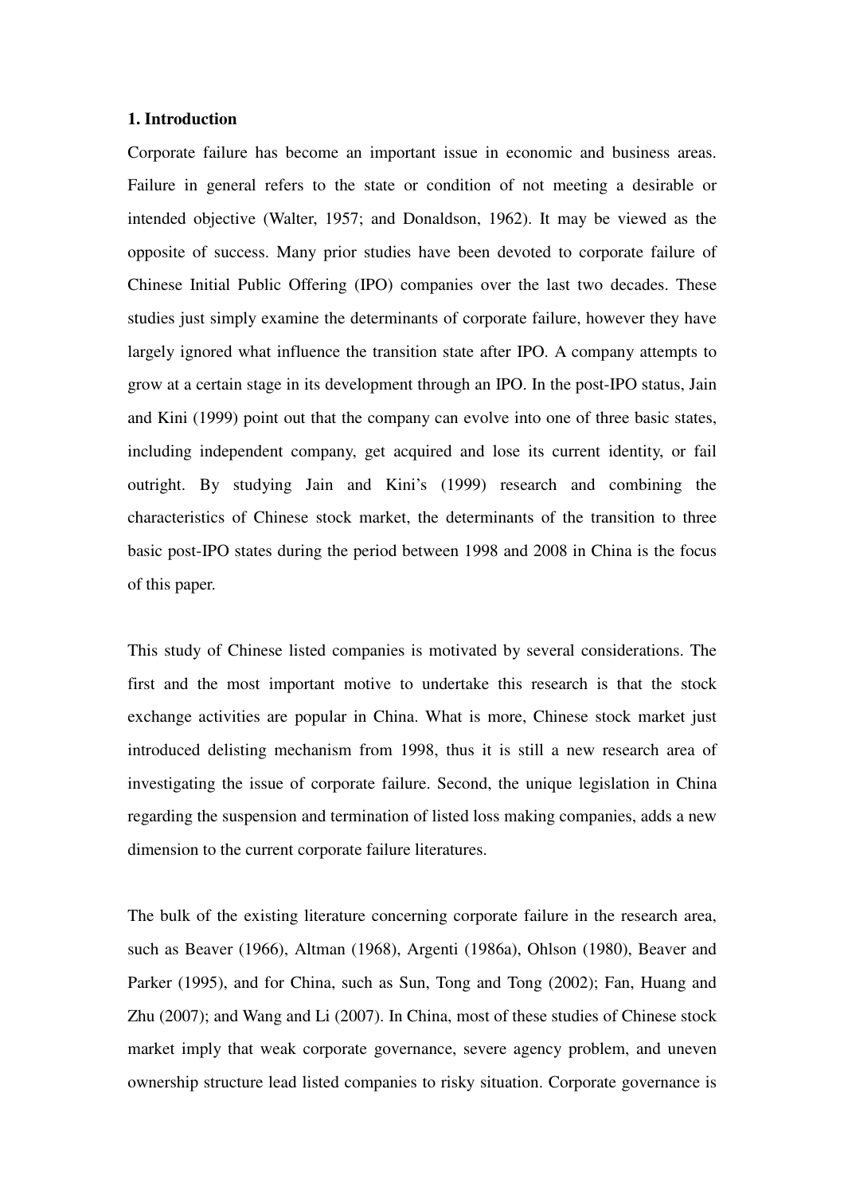## 1. Introduction

Corporate failure has become an important issue in economic and business areas. Failure in general refers to the state or condition of not meeting a desirable or intended objective (Walter, 1957; and Donaldson, 1962). It may be viewed as the opposite of success. Many prior studies have been devoted to corporate failure of Chinese Initial Public Offering (IPO) companies over the last two decades. These studies just simply examine the determinants of corporate failure, however they have largely ignored what influence the transition state after IPO. A company attempts to grow at a certain stage in its development through an IPO. In the post-IPO status, Jain and Kini (1999) point out that the company can evolve into one of three basic states, including independent company, get acquired and lose its current identity, or fail outright. By studying Jain and Kini's (1999) research and combining the characteristics of Chinese stock market, the determinants of the transition to three basic post-IPO states during the period between 1998 and 2008 in China is the focus of this paper.

This study of Chinese listed companies is motivated by several considerations. The first and the most important motive to undertake this research is that the stock exchange activities are popular in China. What is more, Chinese stock market just introduced delisting mechanism from 1998, thus it is still a new research area of investigating the issue of corporate failure. Second, the unique legislation in China regarding the suspension and termination of listed loss making companies, adds a new dimension to the current corporate failure literatures.

The bulk of the existing literature concerning corporate failure in the research area, such as Beaver (1966), Altman (1968), Argenti (1986a), Ohlson (1980), Beaver and Parker (1995), and for China, such as Sun, Tong and Tong (2002); Fan, Huang and Zhu (2007); and Wang and Li (2007). In China, most of these studies of Chinese stock market imply that weak corporate governance, severe agency problem, and uneven ownership structure lead listed companies to risky situation. Corporate governance is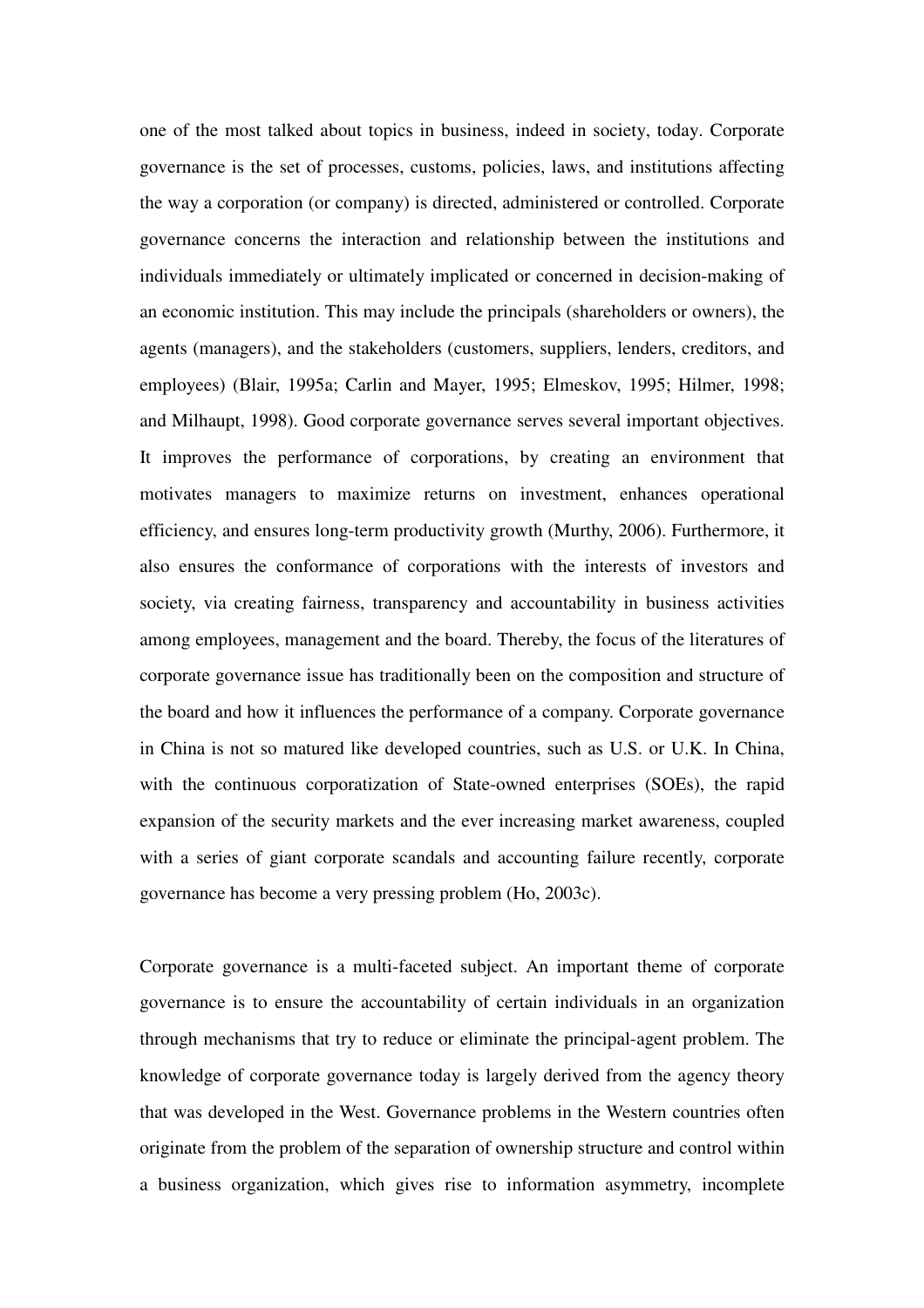one of the most talked about topics in business, indeed in society, today. Corporate governance is the set of processes, customs, policies, laws, and institutions affecting the way a corporation (or company) is directed, administered or controlled. Corporate governance concerns the interaction and relationship between the institutions and individuals immediately or ultimately implicated or concerned in decision-making of an economic institution. This may include the principals (shareholders or owners), the agents (managers), and the stakeholders (customers, suppliers, lenders, creditors, and employees) (Blair, 1995a; Carlin and Mayer, 1995; Elmeskov, 1995; Hilmer, 1998; and Milhaupt, 1998). Good corporate governance serves several important objectives. It improves the performance of corporations, by creating an environment that motivates managers to maximize returns on investment, enhances operational efficiency, and ensures long-term productivity growth (Murthy, 2006). Furthermore, it also ensures the conformance of corporations with the interests of investors and society, via creating fairness, transparency and accountability in business activities among employees, management and the board. Thereby, the focus of the literatures of corporate governance issue has traditionally been on the composition and structure of the board and how it influences the performance of a company. Corporate governance in China is not so matured like developed countries, such as U.S. or U.K. In China, with the continuous corporatization of State-owned enterprises (SOEs), the rapid expansion of the security markets and the ever increasing market awareness, coupled with a series of giant corporate scandals and accounting failure recently, corporate governance has become a very pressing problem (Ho, 2003c).

Corporate governance is a multi-faceted subject. An important theme of corporate governance is to ensure the accountability of certain individuals in an organization through mechanisms that try to reduce or eliminate the principal-agent problem. The knowledge of corporate governance today is largely derived from the agency theory that was developed in the West. Governance problems in the Western countries often originate from the problem of the separation of ownership structure and control within a business organization, which gives rise to information asymmetry, incomplete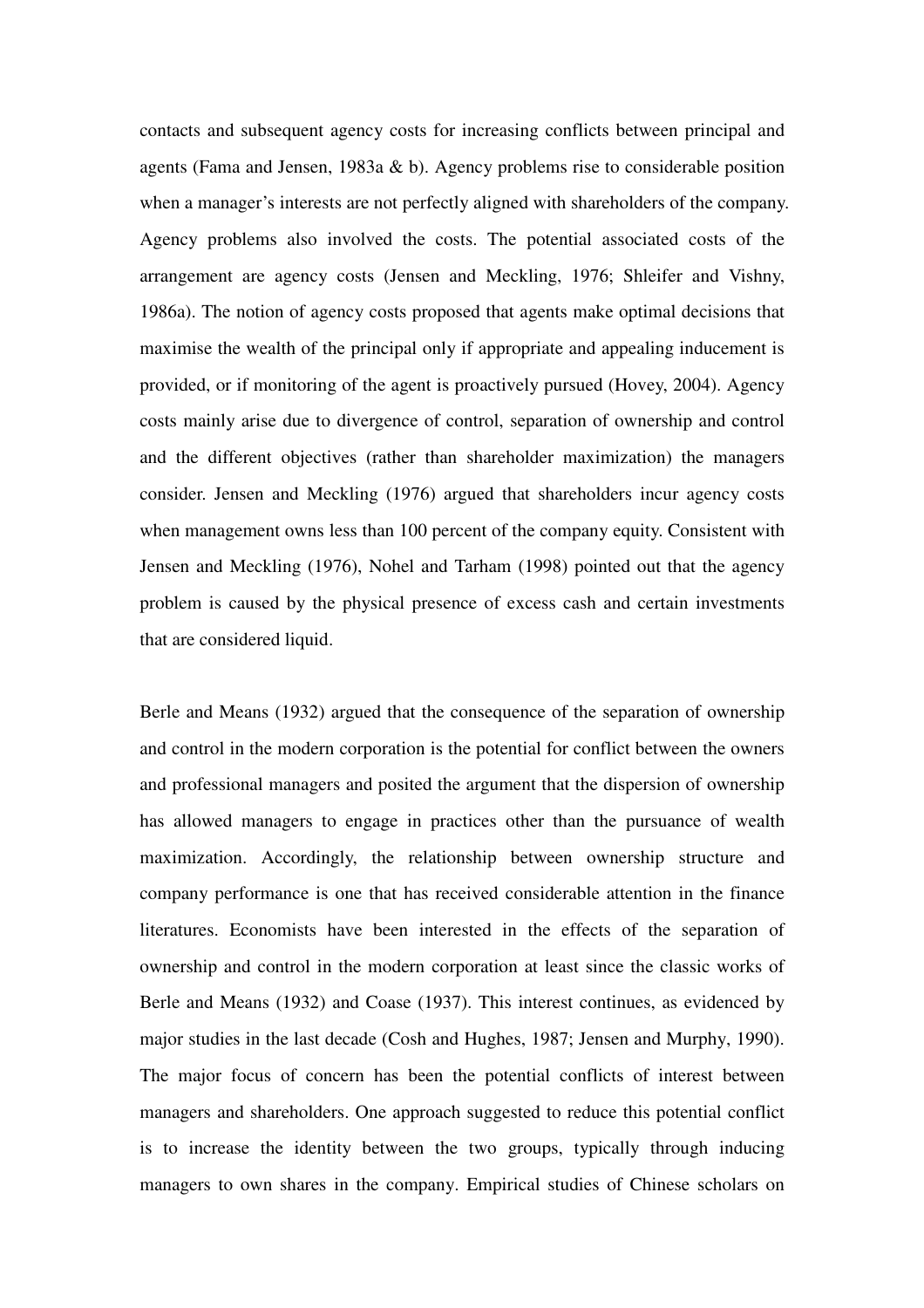contacts and subsequent agency costs for increasing conflicts between principal and agents (Fama and Jensen, 1983a & b). Agency problems rise to considerable position when a manager's interests are not perfectly aligned with shareholders of the company. Agency problems also involved the costs. The potential associated costs of the arrangement are agency costs (Jensen and Meckling, 1976; Shleifer and Vishny, 1986a). The notion of agency costs proposed that agents make optimal decisions that maximise the wealth of the principal only if appropriate and appealing inducement is provided, or if monitoring of the agent is proactively pursued (Hovey, 2004). Agency costs mainly arise due to divergence of control, separation of ownership and control and the different objectives (rather than shareholder maximization) the managers consider. Jensen and Meckling (1976) argued that shareholders incur agency costs when management owns less than 100 percent of the company equity. Consistent with Jensen and Meckling (1976), Nohel and Tarham (1998) pointed out that the agency problem is caused by the physical presence of excess cash and certain investments that are considered liquid.

Berle and Means (1932) argued that the consequence of the separation of ownership and control in the modern corporation is the potential for conflict between the owners and professional managers and posited the argument that the dispersion of ownership has allowed managers to engage in practices other than the pursuance of wealth maximization. Accordingly, the relationship between ownership structure and company performance is one that has received considerable attention in the finance literatures. Economists have been interested in the effects of the separation of ownership and control in the modern corporation at least since the classic works of Berle and Means (1932) and Coase (1937). This interest continues, as evidenced by major studies in the last decade (Cosh and Hughes, 1987; Jensen and Murphy, 1990). The major focus of concern has been the potential conflicts of interest between managers and shareholders. One approach suggested to reduce this potential conflict is to increase the identity between the two groups, typically through inducing managers to own shares in the company. Empirical studies of Chinese scholars on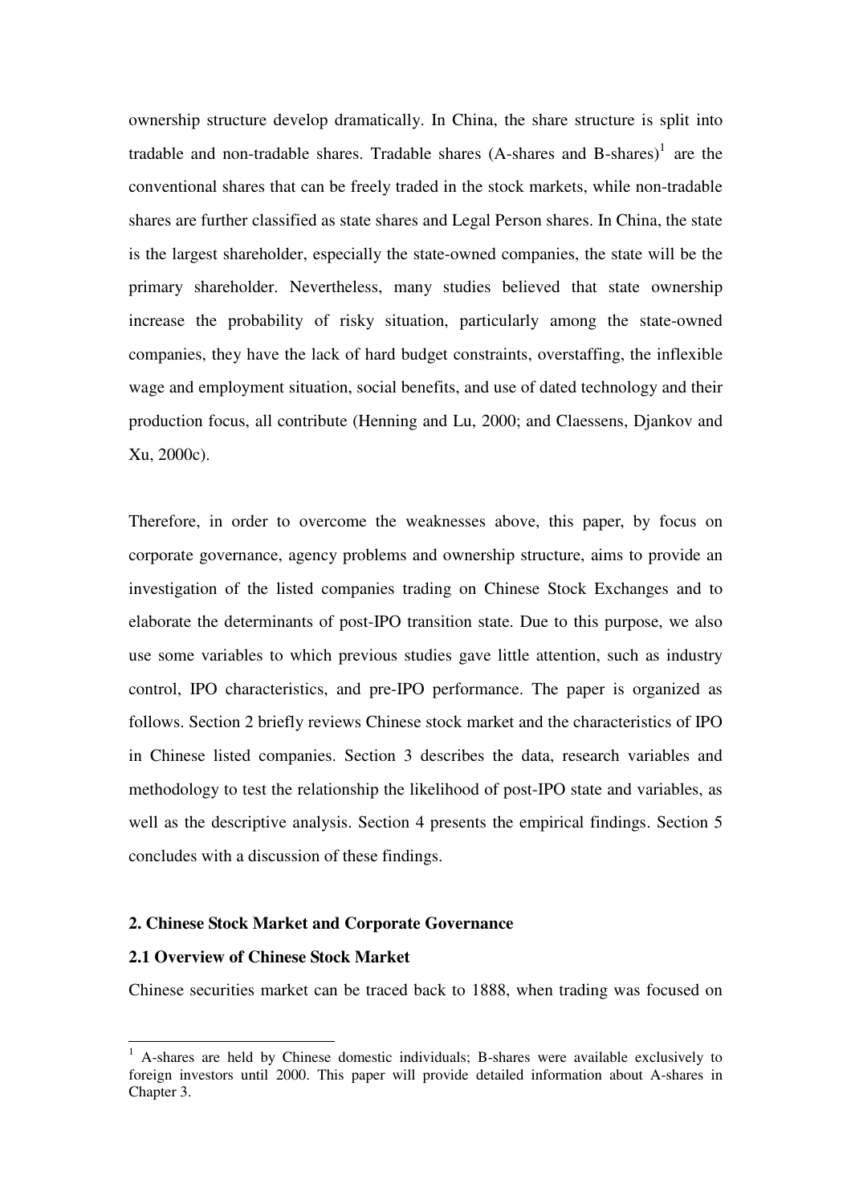ownership structure develop dramatically. In China, the share structure is split into tradable and non-tradable shares. Tradable shares (A-shares and B-shares)[1] are the conventional shares that can be freely traded in the stock markets, while non-tradable shares are further classified as state shares and Legal Person shares. In China, the state is the largest shareholder, especially the state-owned companies, the state will be the primary shareholder. Nevertheless, many studies believed that state ownership increase the probability of risky situation, particularly among the state-owned companies, they have the lack of hard budget constraints, overstaffing, the inflexible wage and employment situation, social benefits, and use of dated technology and their production focus, all contribute (Henning and Lu, 2000; and Claessens, Djankov and Xu, 2000c).

Therefore, in order to overcome the weaknesses above, this paper, by focus on corporate governance, agency problems and ownership structure, aims to provide an investigation of the listed companies trading on Chinese Stock Exchanges and to elaborate the determinants of post-IPO transition state. Due to this purpose, we also use some variables to which previous studies gave little attention, such as industry control, IPO characteristics, and pre-IPO performance. The paper is organized as follows. Section 2 briefly reviews Chinese stock market and the characteristics of IPO in Chinese listed companies. Section 3 describes the data, research variables and methodology to test the relationship the likelihood of post-IPO state and variables, as well as the descriptive analysis. Section 4 presents the empirical findings. Section 5 concludes with a discussion of these findings.

## 2. Chinese Stock Market and Corporate Governance

### 2.1 Overview of Chinese Stock Market

Chinese securities market can be traced back to 1888, when trading was focused on

[1] A-shares are held by Chinese domestic individuals; B-shares were available exclusively to foreign investors until 2000. This paper will provide detailed information about A-shares in Chapter 3.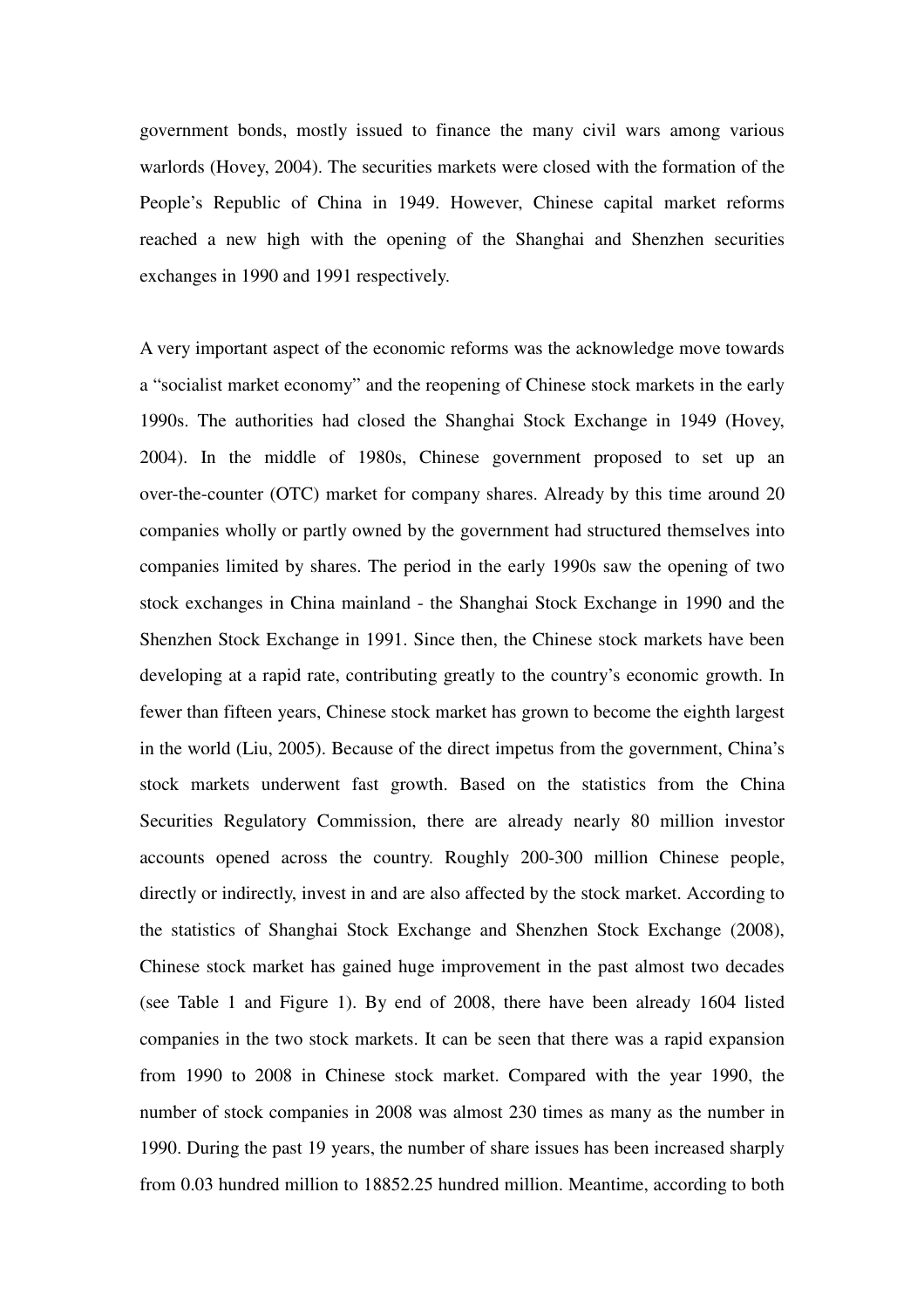government bonds, mostly issued to finance the many civil wars among various warlords (Hovey, 2004). The securities markets were closed with the formation of the People's Republic of China in 1949. However, Chinese capital market reforms reached a new high with the opening of the Shanghai and Shenzhen securities exchanges in 1990 and 1991 respectively.

A very important aspect of the economic reforms was the acknowledge move towards a "socialist market economy" and the reopening of Chinese stock markets in the early 1990s. The authorities had closed the Shanghai Stock Exchange in 1949 (Hovey, 2004). In the middle of 1980s, Chinese government proposed to set up an over-the-counter (OTC) market for company shares. Already by this time around 20 companies wholly or partly owned by the government had structured themselves into companies limited by shares. The period in the early 1990s saw the opening of two stock exchanges in China mainland - the Shanghai Stock Exchange in 1990 and the Shenzhen Stock Exchange in 1991. Since then, the Chinese stock markets have been developing at a rapid rate, contributing greatly to the country's economic growth. In fewer than fifteen years, Chinese stock market has grown to become the eighth largest in the world (Liu, 2005). Because of the direct impetus from the government, China's stock markets underwent fast growth. Based on the statistics from the China Securities Regulatory Commission, there are already nearly 80 million investor accounts opened across the country. Roughly 200-300 million Chinese people, directly or indirectly, invest in and are also affected by the stock market. According to the statistics of Shanghai Stock Exchange and Shenzhen Stock Exchange (2008), Chinese stock market has gained huge improvement in the past almost two decades (see Table 1 and Figure 1). By end of 2008, there have been already 1604 listed companies in the two stock markets. It can be seen that there was a rapid expansion from 1990 to 2008 in Chinese stock market. Compared with the year 1990, the number of stock companies in 2008 was almost 230 times as many as the number in 1990. During the past 19 years, the number of share issues has been increased sharply from 0.03 hundred million to 18852.25 hundred million. Meantime, according to both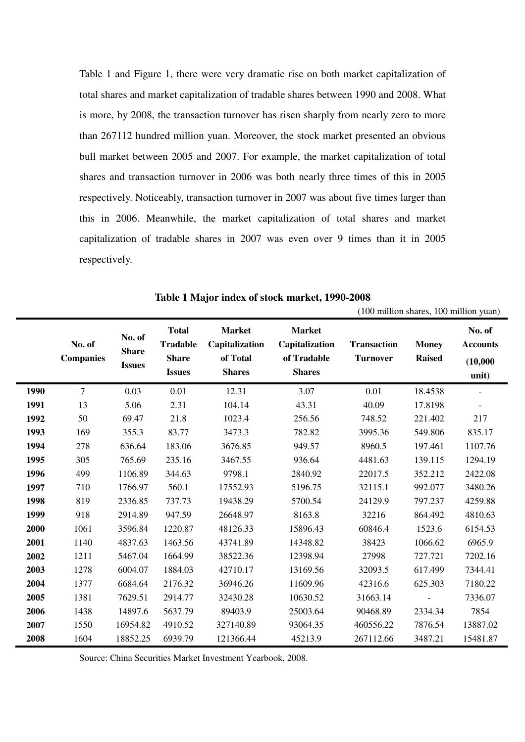Table 1 and Figure 1, there were very dramatic rise on both market capitalization of total shares and market capitalization of tradable shares between 1990 and 2008. What is more, by 2008, the transaction turnover has risen sharply from nearly zero to more than 267112 hundred million yuan. Moreover, the stock market presented an obvious bull market between 2005 and 2007. For example, the market capitalization of total shares and transaction turnover in 2006 was both nearly three times of this in 2005 respectively. Noticeably, transaction turnover in 2007 was about five times larger than this in 2006. Meanwhile, the market capitalization of total shares and market capitalization of tradable shares in 2007 was even over 9 times than it in 2005 respectively.

**Table 1 Major index of stock market, 1990-2008**

(100 million shares, 100 million yuan)

| | No. of Companies | No. of Share Issues | Total Tradable Share Issues | Market Capitalization of Total Shares | Market Capitalization of Tradable Shares | Transaction Turnover | Money Raised | No. of Accounts (10,000 unit) |
|---|---|---|---|---|---|---|---|---|
| **1990** | 7 | 0.03 | 0.01 | 12.31 | 3.07 | 0.01 | 18.4538 | - |
| **1991** | 13 | 5.06 | 2.31 | 104.14 | 43.31 | 40.09 | 17.8198 | - |
| **1992** | 50 | 69.47 | 21.8 | 1023.4 | 256.56 | 748.52 | 221.402 | 217 |
| **1993** | 169 | 355.3 | 83.77 | 3473.3 | 782.82 | 3995.36 | 549.806 | 835.17 |
| **1994** | 278 | 636.64 | 183.06 | 3676.85 | 949.57 | 8960.5 | 197.461 | 1107.76 |
| **1995** | 305 | 765.69 | 235.16 | 3467.55 | 936.64 | 4481.63 | 139.115 | 1294.19 |
| **1996** | 499 | 1106.89 | 344.63 | 9798.1 | 2840.92 | 22017.5 | 352.212 | 2422.08 |
| **1997** | 710 | 1766.97 | 560.1 | 17552.93 | 5196.75 | 32115.1 | 992.077 | 3480.26 |
| **1998** | 819 | 2336.85 | 737.73 | 19438.29 | 5700.54 | 24129.9 | 797.237 | 4259.88 |
| **1999** | 918 | 2914.89 | 947.59 | 26648.97 | 8163.8 | 32216 | 864.492 | 4810.63 |
| **2000** | 1061 | 3596.84 | 1220.87 | 48126.33 | 15896.43 | 60846.4 | 1523.6 | 6154.53 |
| **2001** | 1140 | 4837.63 | 1463.56 | 43741.89 | 14348.82 | 38423 | 1066.62 | 6965.9 |
| **2002** | 1211 | 5467.04 | 1664.99 | 38522.36 | 12398.94 | 27998 | 727.721 | 7202.16 |
| **2003** | 1278 | 6004.07 | 1884.03 | 42710.17 | 13169.56 | 32093.5 | 617.499 | 7344.41 |
| **2004** | 1377 | 6684.64 | 2176.32 | 36946.26 | 11609.96 | 42316.6 | 625.303 | 7180.22 |
| **2005** | 1381 | 7629.51 | 2914.77 | 32430.28 | 10630.52 | 31663.14 | - | 7336.07 |
| **2006** | 1438 | 14897.6 | 5637.79 | 89403.9 | 25003.64 | 90468.89 | 2334.34 | 7854 |
| **2007** | 1550 | 16954.82 | 4910.52 | 327140.89 | 93064.35 | 460556.22 | 7876.54 | 13887.02 |
| **2008** | 1604 | 18852.25 | 6939.79 | 121366.44 | 45213.9 | 267112.66 | 3487.21 | 15481.87 |

Source: China Securities Market Investment Yearbook, 2008.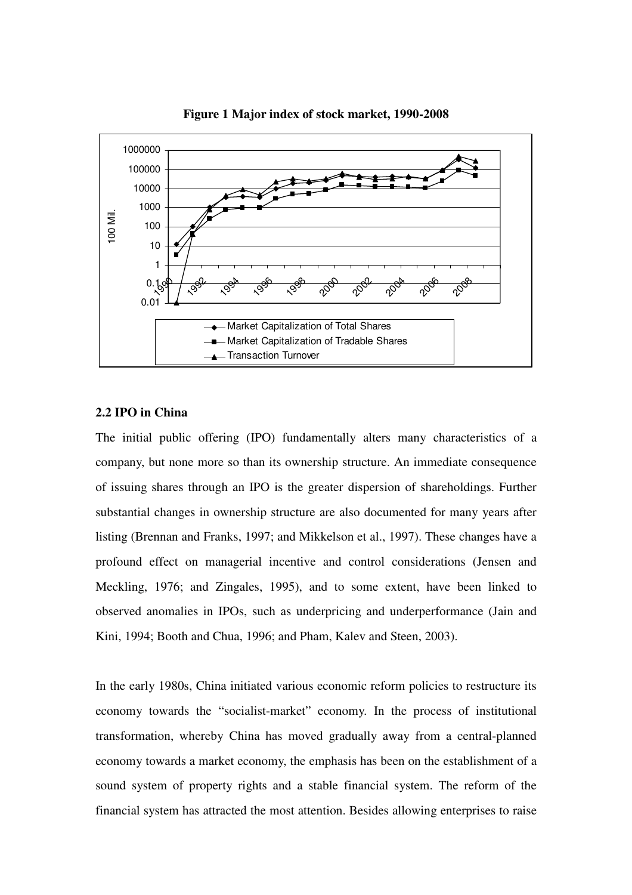**Figure 1 Major index of stock market, 1990-2008**

100 Mil.

1000000
100000
10000
1000
100
10
1
0.1
0.01

1990 1992 1994 1996 1998 2000 2002 2004 2006 2008

Market Capitalization of Total Shares
Market Capitalization of Tradable Shares
Transaction Turnover

### 2.2 IPO in China

The initial public offering (IPO) fundamentally alters many characteristics of a company, but none more so than its ownership structure. An immediate consequence of issuing shares through an IPO is the greater dispersion of shareholdings. Further substantial changes in ownership structure are also documented for many years after listing (Brennan and Franks, 1997; and Mikkelson et al., 1997). These changes have a profound effect on managerial incentive and control considerations (Jensen and Meckling, 1976; and Zingales, 1995), and to some extent, have been linked to observed anomalies in IPOs, such as underpricing and underperformance (Jain and Kini, 1994; Booth and Chua, 1996; and Pham, Kalev and Steen, 2003).

In the early 1980s, China initiated various economic reform policies to restructure its economy towards the "socialist-market" economy. In the process of institutional transformation, whereby China has moved gradually away from a central-planned economy towards a market economy, the emphasis has been on the establishment of a sound system of property rights and a stable financial system. The reform of the financial system has attracted the most attention. Besides allowing enterprises to raise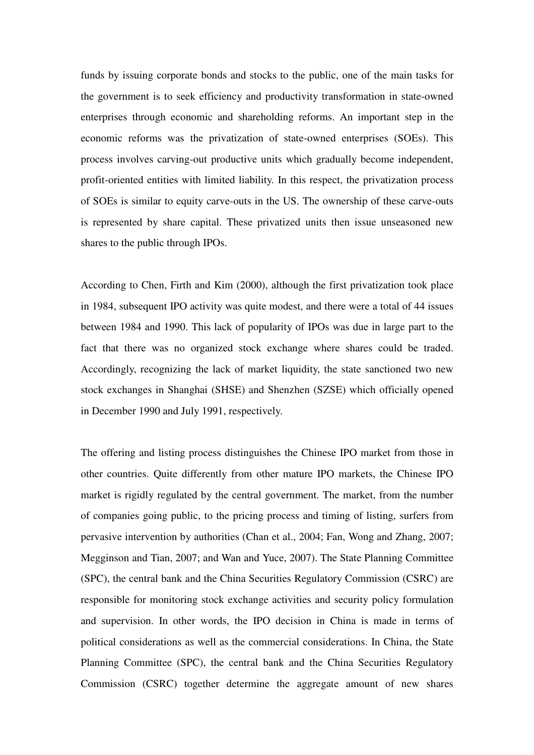funds by issuing corporate bonds and stocks to the public, one of the main tasks for the government is to seek efficiency and productivity transformation in state-owned enterprises through economic and shareholding reforms. An important step in the economic reforms was the privatization of state-owned enterprises (SOEs). This process involves carving-out productive units which gradually become independent, profit-oriented entities with limited liability. In this respect, the privatization process of SOEs is similar to equity carve-outs in the US. The ownership of these carve-outs is represented by share capital. These privatized units then issue unseasoned new shares to the public through IPOs.

According to Chen, Firth and Kim (2000), although the first privatization took place in 1984, subsequent IPO activity was quite modest, and there were a total of 44 issues between 1984 and 1990. This lack of popularity of IPOs was due in large part to the fact that there was no organized stock exchange where shares could be traded. Accordingly, recognizing the lack of market liquidity, the state sanctioned two new stock exchanges in Shanghai (SHSE) and Shenzhen (SZSE) which officially opened in December 1990 and July 1991, respectively.

The offering and listing process distinguishes the Chinese IPO market from those in other countries. Quite differently from other mature IPO markets, the Chinese IPO market is rigidly regulated by the central government. The market, from the number of companies going public, to the pricing process and timing of listing, surfers from pervasive intervention by authorities (Chan et al., 2004; Fan, Wong and Zhang, 2007; Megginson and Tian, 2007; and Wan and Yuce, 2007). The State Planning Committee (SPC), the central bank and the China Securities Regulatory Commission (CSRC) are responsible for monitoring stock exchange activities and security policy formulation and supervision. In other words, the IPO decision in China is made in terms of political considerations as well as the commercial considerations. In China, the State Planning Committee (SPC), the central bank and the China Securities Regulatory Commission (CSRC) together determine the aggregate amount of new shares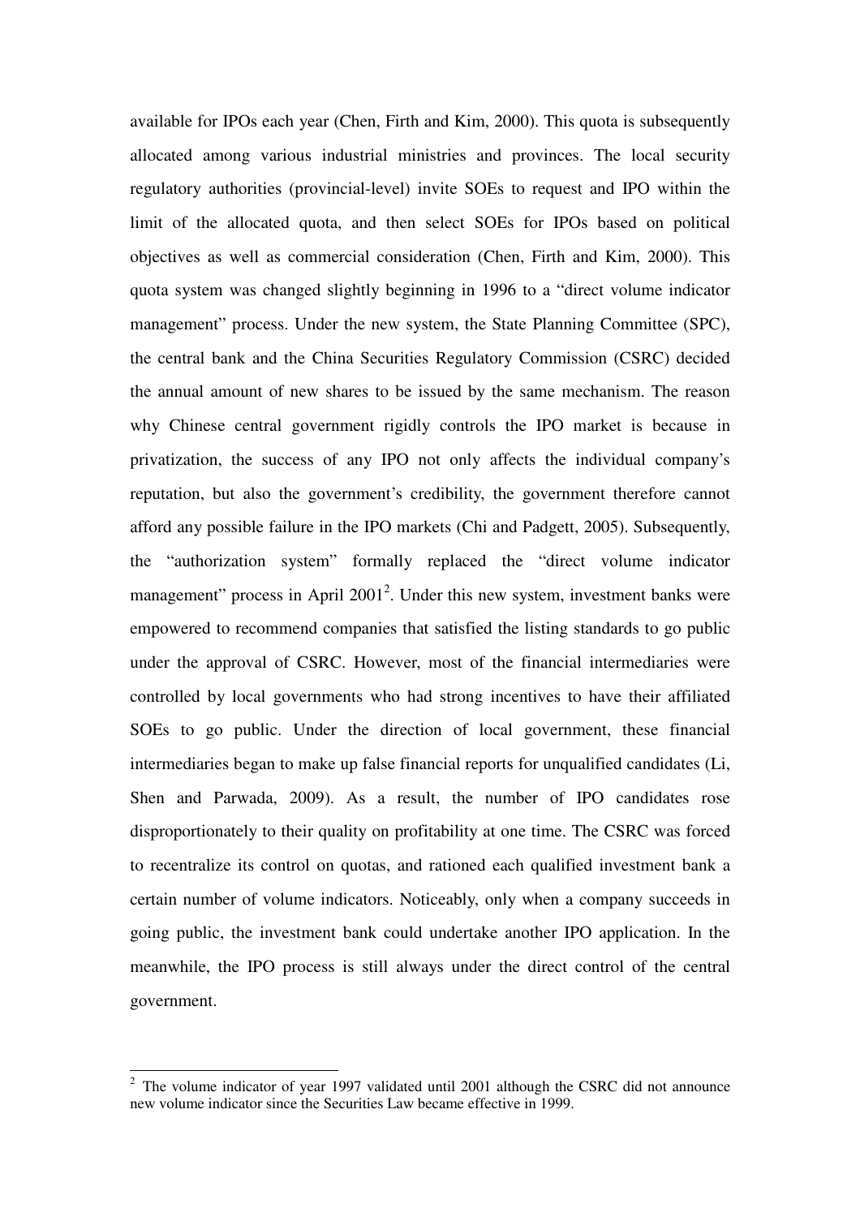available for IPOs each year (Chen, Firth and Kim, 2000). This quota is subsequently allocated among various industrial ministries and provinces. The local security regulatory authorities (provincial-level) invite SOEs to request and IPO within the limit of the allocated quota, and then select SOEs for IPOs based on political objectives as well as commercial consideration (Chen, Firth and Kim, 2000). This quota system was changed slightly beginning in 1996 to a "direct volume indicator management" process. Under the new system, the State Planning Committee (SPC), the central bank and the China Securities Regulatory Commission (CSRC) decided the annual amount of new shares to be issued by the same mechanism. The reason why Chinese central government rigidly controls the IPO market is because in privatization, the success of any IPO not only affects the individual company's reputation, but also the government's credibility, the government therefore cannot afford any possible failure in the IPO markets (Chi and Padgett, 2005). Subsequently, the "authorization system" formally replaced the "direct volume indicator management" process in April 2001[2]. Under this new system, investment banks were empowered to recommend companies that satisfied the listing standards to go public under the approval of CSRC. However, most of the financial intermediaries were controlled by local governments who had strong incentives to have their affiliated SOEs to go public. Under the direction of local government, these financial intermediaries began to make up false financial reports for unqualified candidates (Li, Shen and Parwada, 2009). As a result, the number of IPO candidates rose disproportionately to their quality on profitability at one time. The CSRC was forced to recentralize its control on quotas, and rationed each qualified investment bank a certain number of volume indicators. Noticeably, only when a company succeeds in going public, the investment bank could undertake another IPO application. In the meanwhile, the IPO process is still always under the direct control of the central government.

[2] The volume indicator of year 1997 validated until 2001 although the CSRC did not announce new volume indicator since the Securities Law became effective in 1999.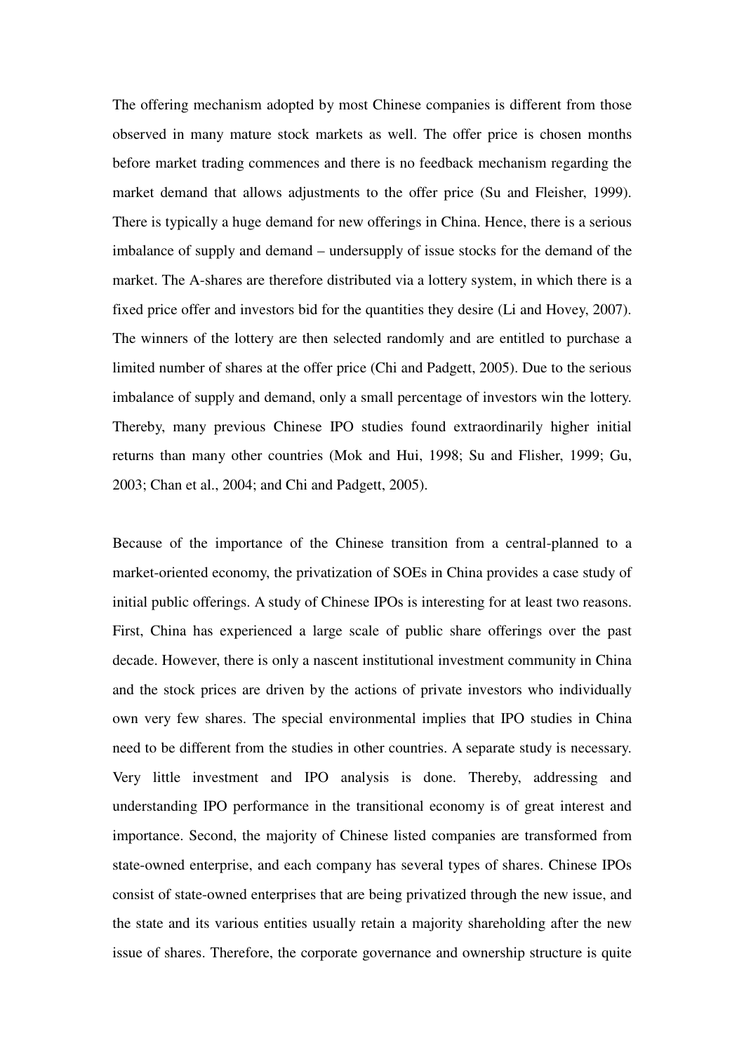The offering mechanism adopted by most Chinese companies is different from those observed in many mature stock markets as well. The offer price is chosen months before market trading commences and there is no feedback mechanism regarding the market demand that allows adjustments to the offer price (Su and Fleisher, 1999). There is typically a huge demand for new offerings in China. Hence, there is a serious imbalance of supply and demand – undersupply of issue stocks for the demand of the market. The A-shares are therefore distributed via a lottery system, in which there is a fixed price offer and investors bid for the quantities they desire (Li and Hovey, 2007). The winners of the lottery are then selected randomly and are entitled to purchase a limited number of shares at the offer price (Chi and Padgett, 2005). Due to the serious imbalance of supply and demand, only a small percentage of investors win the lottery. Thereby, many previous Chinese IPO studies found extraordinarily higher initial returns than many other countries (Mok and Hui, 1998; Su and Flisher, 1999; Gu, 2003; Chan et al., 2004; and Chi and Padgett, 2005).

Because of the importance of the Chinese transition from a central-planned to a market-oriented economy, the privatization of SOEs in China provides a case study of initial public offerings. A study of Chinese IPOs is interesting for at least two reasons. First, China has experienced a large scale of public share offerings over the past decade. However, there is only a nascent institutional investment community in China and the stock prices are driven by the actions of private investors who individually own very few shares. The special environmental implies that IPO studies in China need to be different from the studies in other countries. A separate study is necessary. Very little investment and IPO analysis is done. Thereby, addressing and understanding IPO performance in the transitional economy is of great interest and importance. Second, the majority of Chinese listed companies are transformed from state-owned enterprise, and each company has several types of shares. Chinese IPOs consist of state-owned enterprises that are being privatized through the new issue, and the state and its various entities usually retain a majority shareholding after the new issue of shares. Therefore, the corporate governance and ownership structure is quite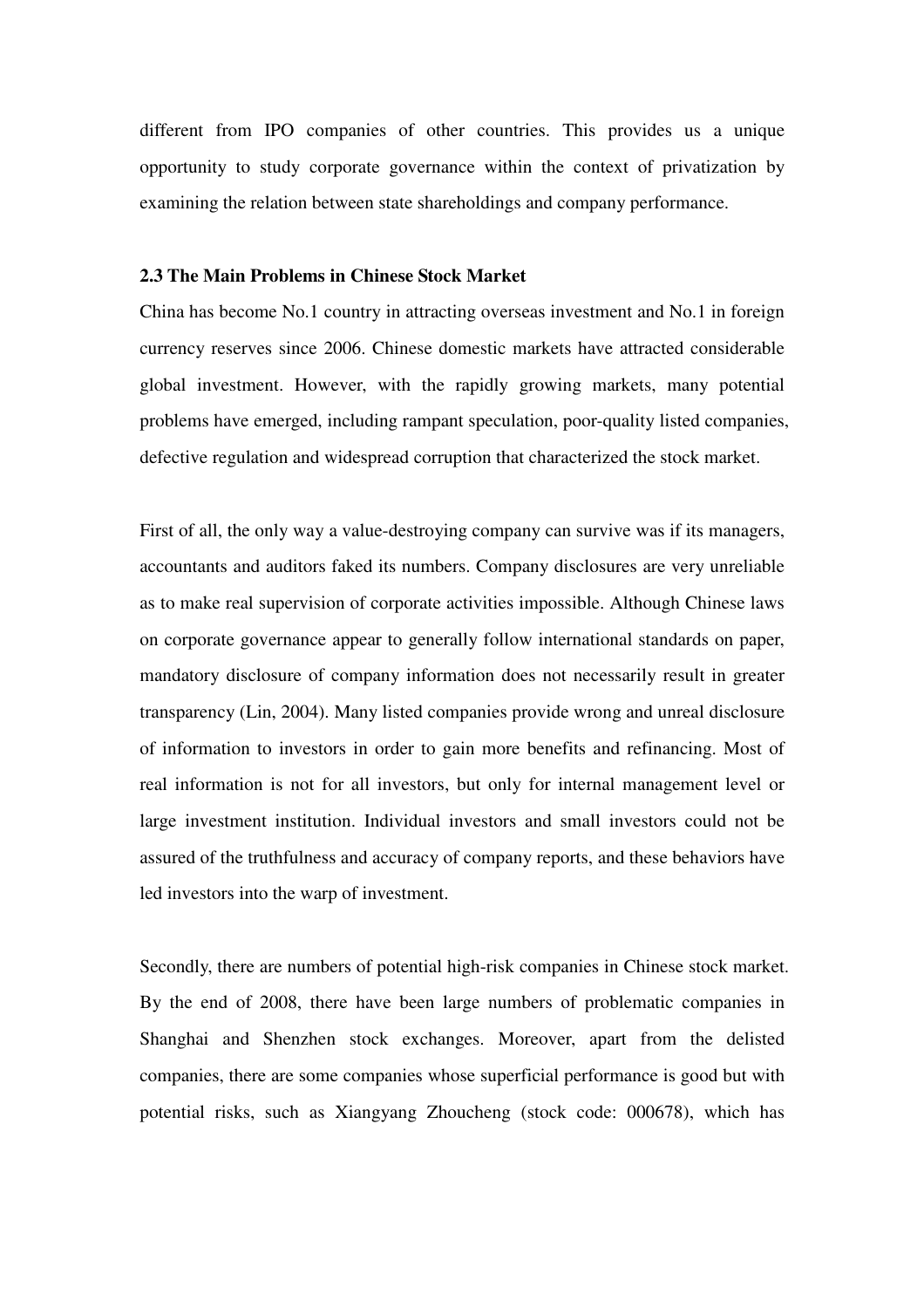different from IPO companies of other countries. This provides us a unique opportunity to study corporate governance within the context of privatization by examining the relation between state shareholdings and company performance.

### 2.3 The Main Problems in Chinese Stock Market

China has become No.1 country in attracting overseas investment and No.1 in foreign currency reserves since 2006. Chinese domestic markets have attracted considerable global investment. However, with the rapidly growing markets, many potential problems have emerged, including rampant speculation, poor-quality listed companies, defective regulation and widespread corruption that characterized the stock market.

First of all, the only way a value-destroying company can survive was if its managers, accountants and auditors faked its numbers. Company disclosures are very unreliable as to make real supervision of corporate activities impossible. Although Chinese laws on corporate governance appear to generally follow international standards on paper, mandatory disclosure of company information does not necessarily result in greater transparency (Lin, 2004). Many listed companies provide wrong and unreal disclosure of information to investors in order to gain more benefits and refinancing. Most of real information is not for all investors, but only for internal management level or large investment institution. Individual investors and small investors could not be assured of the truthfulness and accuracy of company reports, and these behaviors have led investors into the warp of investment.

Secondly, there are numbers of potential high-risk companies in Chinese stock market. By the end of 2008, there have been large numbers of problematic companies in Shanghai and Shenzhen stock exchanges. Moreover, apart from the delisted companies, there are some companies whose superficial performance is good but with potential risks, such as Xiangyang Zhoucheng (stock code: 000678), which has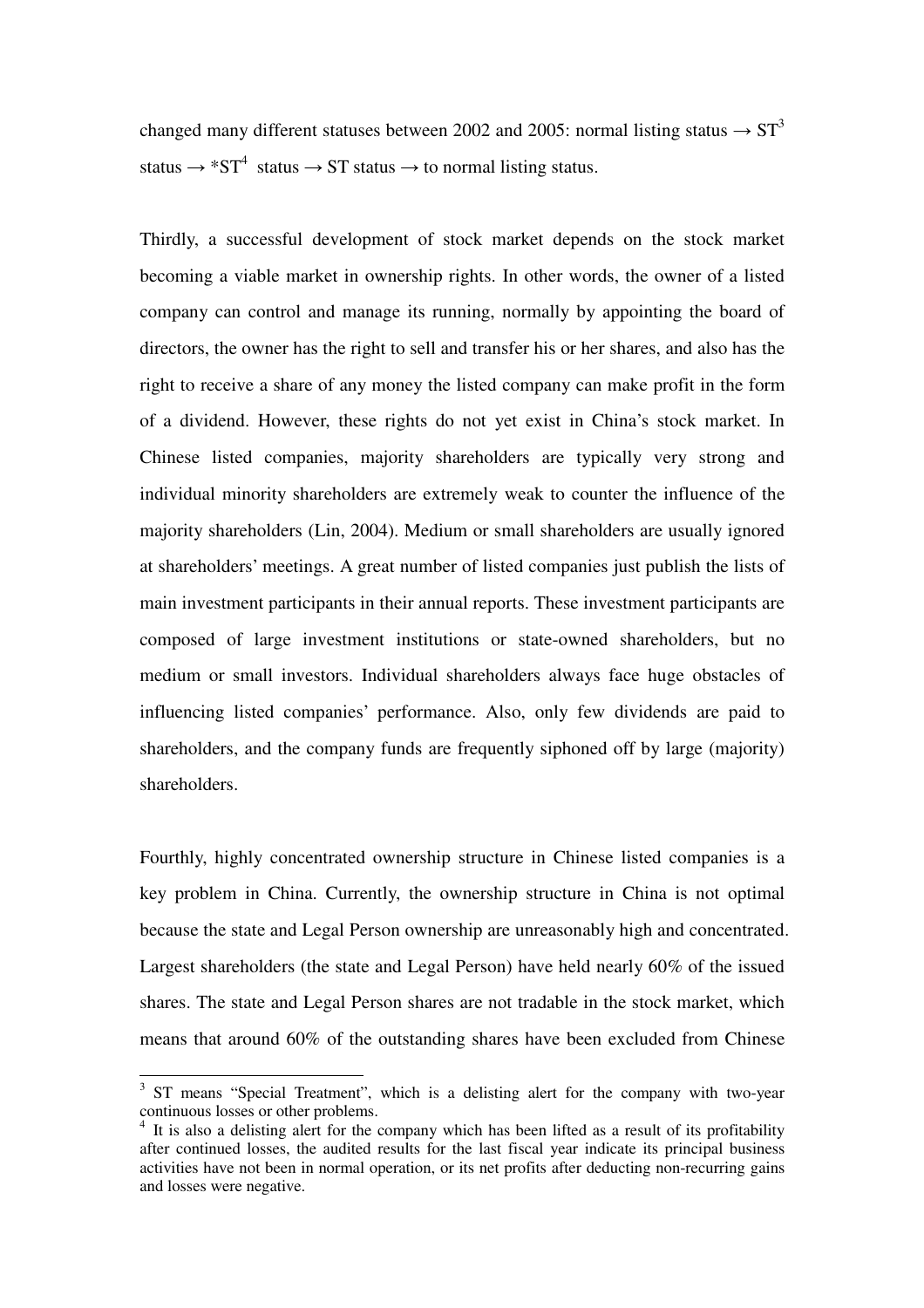changed many different statuses between 2002 and 2005: normal listing status → ST[3] status → *ST[4] status → ST status → to normal listing status.

Thirdly, a successful development of stock market depends on the stock market becoming a viable market in ownership rights. In other words, the owner of a listed company can control and manage its running, normally by appointing the board of directors, the owner has the right to sell and transfer his or her shares, and also has the right to receive a share of any money the listed company can make profit in the form of a dividend. However, these rights do not yet exist in China's stock market. In Chinese listed companies, majority shareholders are typically very strong and individual minority shareholders are extremely weak to counter the influence of the majority shareholders (Lin, 2004). Medium or small shareholders are usually ignored at shareholders' meetings. A great number of listed companies just publish the lists of main investment participants in their annual reports. These investment participants are composed of large investment institutions or state-owned shareholders, but no medium or small investors. Individual shareholders always face huge obstacles of influencing listed companies' performance. Also, only few dividends are paid to shareholders, and the company funds are frequently siphoned off by large (majority) shareholders.

Fourthly, highly concentrated ownership structure in Chinese listed companies is a key problem in China. Currently, the ownership structure in China is not optimal because the state and Legal Person ownership are unreasonably high and concentrated. Largest shareholders (the state and Legal Person) have held nearly 60% of the issued shares. The state and Legal Person shares are not tradable in the stock market, which means that around 60% of the outstanding shares have been excluded from Chinese

---

[3] ST means "Special Treatment", which is a delisting alert for the company with two-year continuous losses or other problems.

[4] It is also a delisting alert for the company which has been lifted as a result of its profitability after continued losses, the audited results for the last fiscal year indicate its principal business activities have not been in normal operation, or its net profits after deducting non-recurring gains and losses were negative.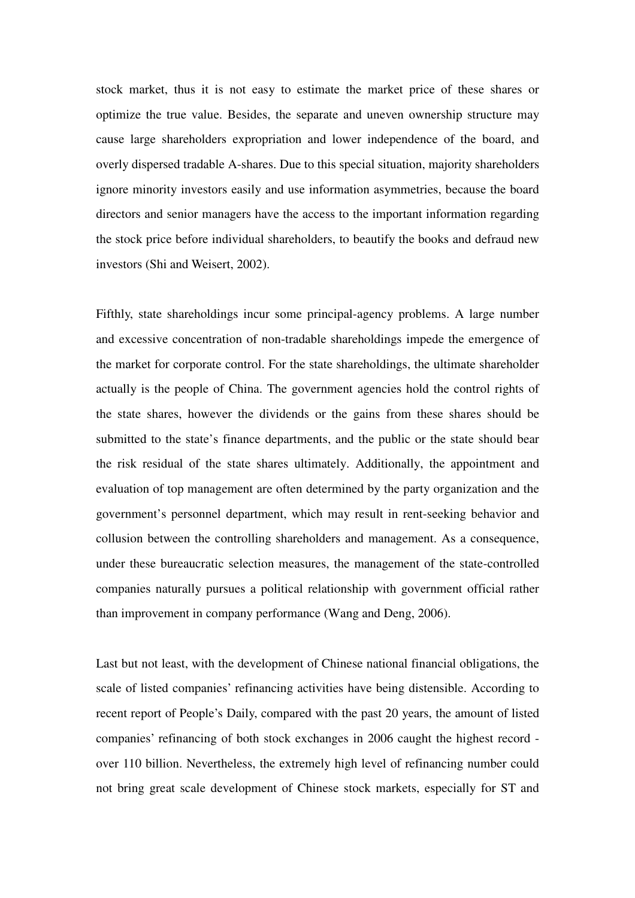stock market, thus it is not easy to estimate the market price of these shares or optimize the true value. Besides, the separate and uneven ownership structure may cause large shareholders expropriation and lower independence of the board, and overly dispersed tradable A-shares. Due to this special situation, majority shareholders ignore minority investors easily and use information asymmetries, because the board directors and senior managers have the access to the important information regarding the stock price before individual shareholders, to beautify the books and defraud new investors (Shi and Weisert, 2002).

Fifthly, state shareholdings incur some principal-agency problems. A large number and excessive concentration of non-tradable shareholdings impede the emergence of the market for corporate control. For the state shareholdings, the ultimate shareholder actually is the people of China. The government agencies hold the control rights of the state shares, however the dividends or the gains from these shares should be submitted to the state's finance departments, and the public or the state should bear the risk residual of the state shares ultimately. Additionally, the appointment and evaluation of top management are often determined by the party organization and the government's personnel department, which may result in rent-seeking behavior and collusion between the controlling shareholders and management. As a consequence, under these bureaucratic selection measures, the management of the state-controlled companies naturally pursues a political relationship with government official rather than improvement in company performance (Wang and Deng, 2006).

Last but not least, with the development of Chinese national financial obligations, the scale of listed companies' refinancing activities have being distensible. According to recent report of People's Daily, compared with the past 20 years, the amount of listed companies' refinancing of both stock exchanges in 2006 caught the highest record - over 110 billion. Nevertheless, the extremely high level of refinancing number could not bring great scale development of Chinese stock markets, especially for ST and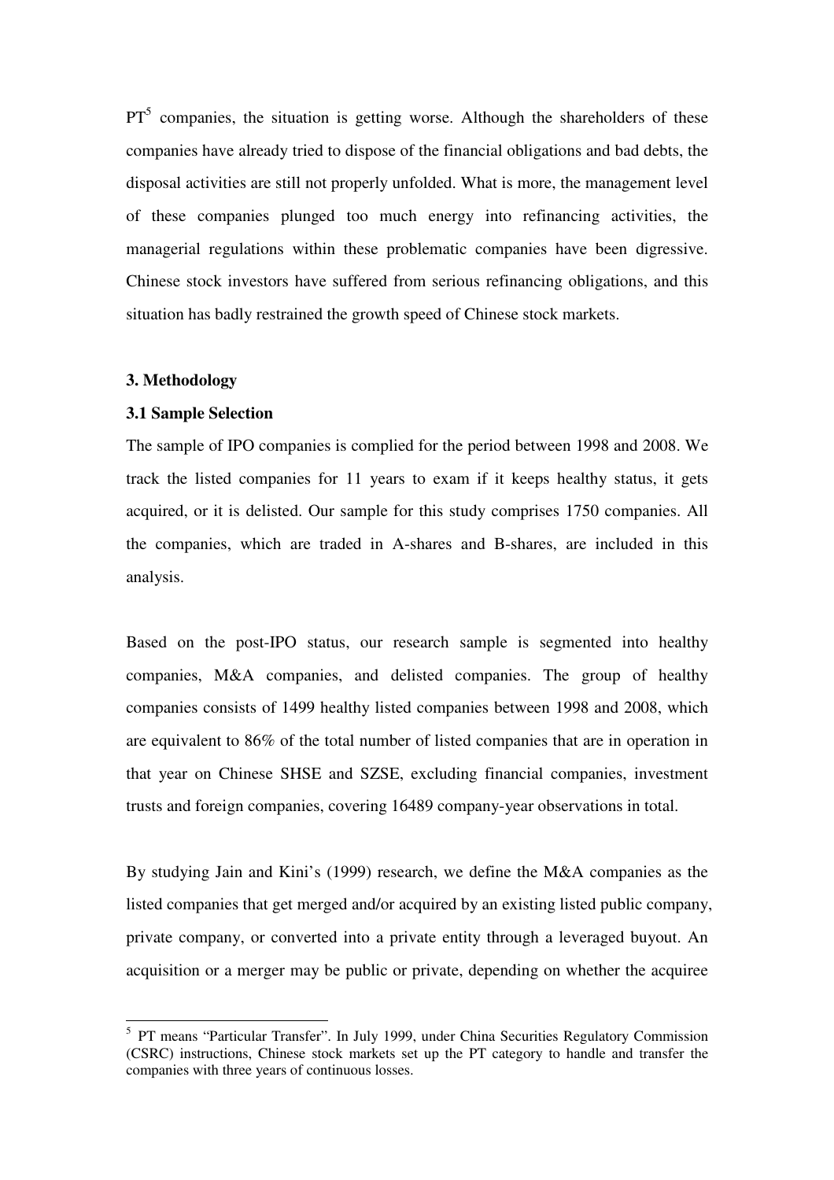PT[5] companies, the situation is getting worse. Although the shareholders of these companies have already tried to dispose of the financial obligations and bad debts, the disposal activities are still not properly unfolded. What is more, the management level of these companies plunged too much energy into refinancing activities, the managerial regulations within these problematic companies have been digressive. Chinese stock investors have suffered from serious refinancing obligations, and this situation has badly restrained the growth speed of Chinese stock markets.

## 3. Methodology

### 3.1 Sample Selection

The sample of IPO companies is complied for the period between 1998 and 2008. We track the listed companies for 11 years to exam if it keeps healthy status, it gets acquired, or it is delisted. Our sample for this study comprises 1750 companies. All the companies, which are traded in A-shares and B-shares, are included in this analysis.

Based on the post-IPO status, our research sample is segmented into healthy companies, M&A companies, and delisted companies. The group of healthy companies consists of 1499 healthy listed companies between 1998 and 2008, which are equivalent to 86% of the total number of listed companies that are in operation in that year on Chinese SHSE and SZSE, excluding financial companies, investment trusts and foreign companies, covering 16489 company-year observations in total.

By studying Jain and Kini's (1999) research, we define the M&A companies as the listed companies that get merged and/or acquired by an existing listed public company, private company, or converted into a private entity through a leveraged buyout. An acquisition or a merger may be public or private, depending on whether the acquiree

---

[5] PT means "Particular Transfer". In July 1999, under China Securities Regulatory Commission (CSRC) instructions, Chinese stock markets set up the PT category to handle and transfer the companies with three years of continuous losses.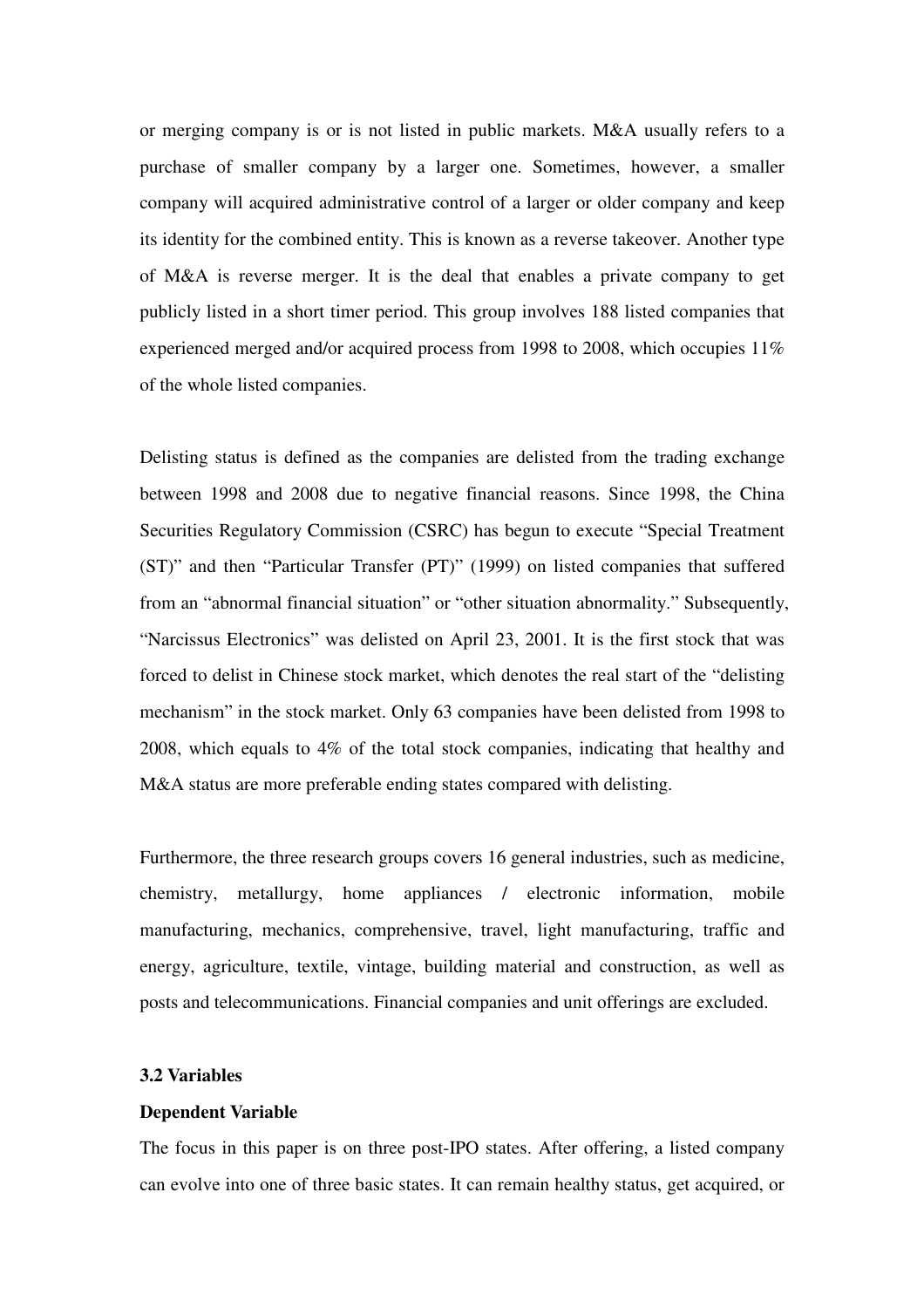or merging company is or is not listed in public markets. M&A usually refers to a purchase of smaller company by a larger one. Sometimes, however, a smaller company will acquired administrative control of a larger or older company and keep its identity for the combined entity. This is known as a reverse takeover. Another type of M&A is reverse merger. It is the deal that enables a private company to get publicly listed in a short timer period. This group involves 188 listed companies that experienced merged and/or acquired process from 1998 to 2008, which occupies 11% of the whole listed companies.

Delisting status is defined as the companies are delisted from the trading exchange between 1998 and 2008 due to negative financial reasons. Since 1998, the China Securities Regulatory Commission (CSRC) has begun to execute "Special Treatment (ST)" and then "Particular Transfer (PT)" (1999) on listed companies that suffered from an "abnormal financial situation" or "other situation abnormality." Subsequently, "Narcissus Electronics" was delisted on April 23, 2001. It is the first stock that was forced to delist in Chinese stock market, which denotes the real start of the "delisting mechanism" in the stock market. Only 63 companies have been delisted from 1998 to 2008, which equals to 4% of the total stock companies, indicating that healthy and M&A status are more preferable ending states compared with delisting.

Furthermore, the three research groups covers 16 general industries, such as medicine, chemistry, metallurgy, home appliances / electronic information, mobile manufacturing, mechanics, comprehensive, travel, light manufacturing, traffic and energy, agriculture, textile, vintage, building material and construction, as well as posts and telecommunications. Financial companies and unit offerings are excluded.

### 3.2 Variables

**Dependent Variable**

The focus in this paper is on three post-IPO states. After offering, a listed company can evolve into one of three basic states. It can remain healthy status, get acquired, or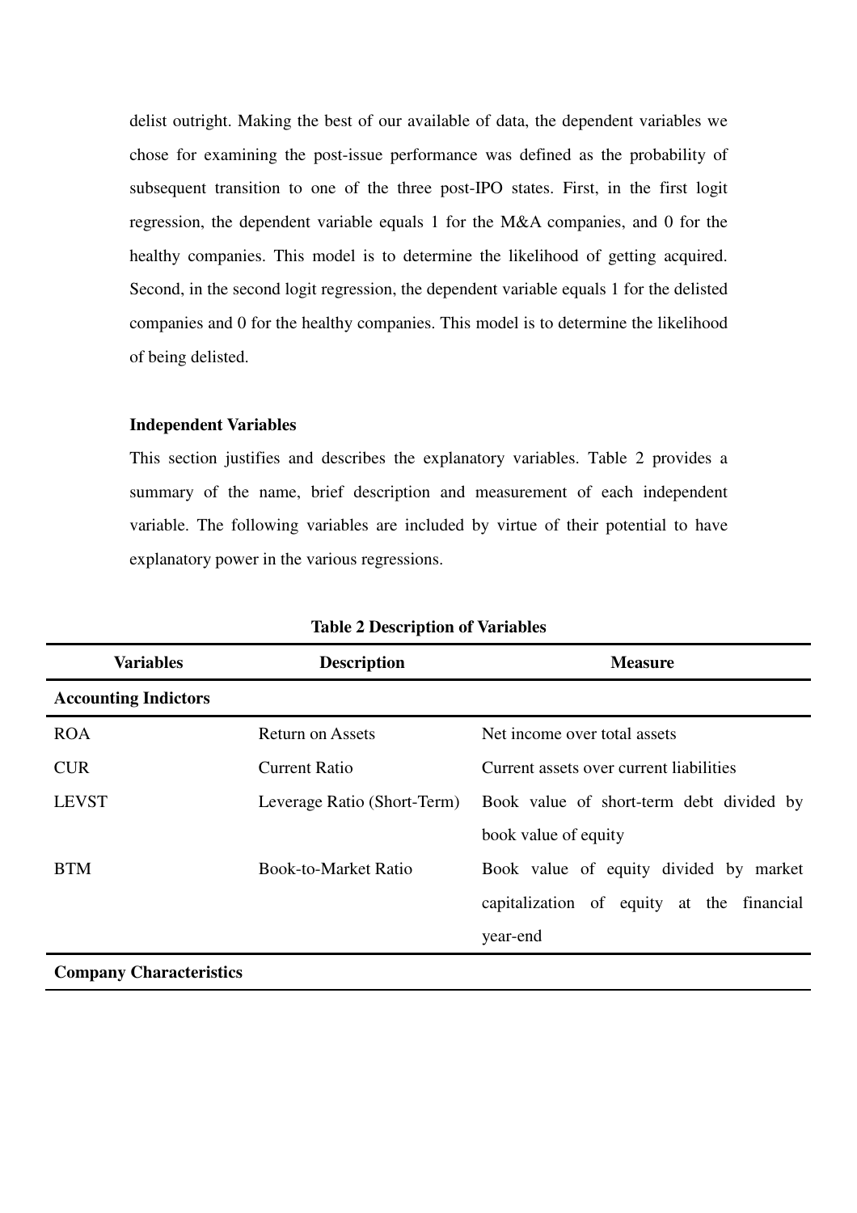delist outright. Making the best of our available of data, the dependent variables we chose for examining the post-issue performance was defined as the probability of subsequent transition to one of the three post-IPO states. First, in the first logit regression, the dependent variable equals 1 for the M&A companies, and 0 for the healthy companies. This model is to determine the likelihood of getting acquired. Second, in the second logit regression, the dependent variable equals 1 for the delisted companies and 0 for the healthy companies. This model is to determine the likelihood of being delisted.

**Independent Variables**

This section justifies and describes the explanatory variables. Table 2 provides a summary of the name, brief description and measurement of each independent variable. The following variables are included by virtue of their potential to have explanatory power in the various regressions.

**Table 2 Description of Variables**

| Variables | Description | Measure |
|---|---|---|
| **Accounting Indictors** | | |
| ROA | Return on Assets | Net income over total assets |
| CUR | Current Ratio | Current assets over current liabilities |
| LEVST | Leverage Ratio (Short-Term) | Book value of short-term debt divided by book value of equity |
| BTM | Book-to-Market Ratio | Book value of equity divided by market capitalization of equity at the financial year-end |
| **Company Characteristics** | | |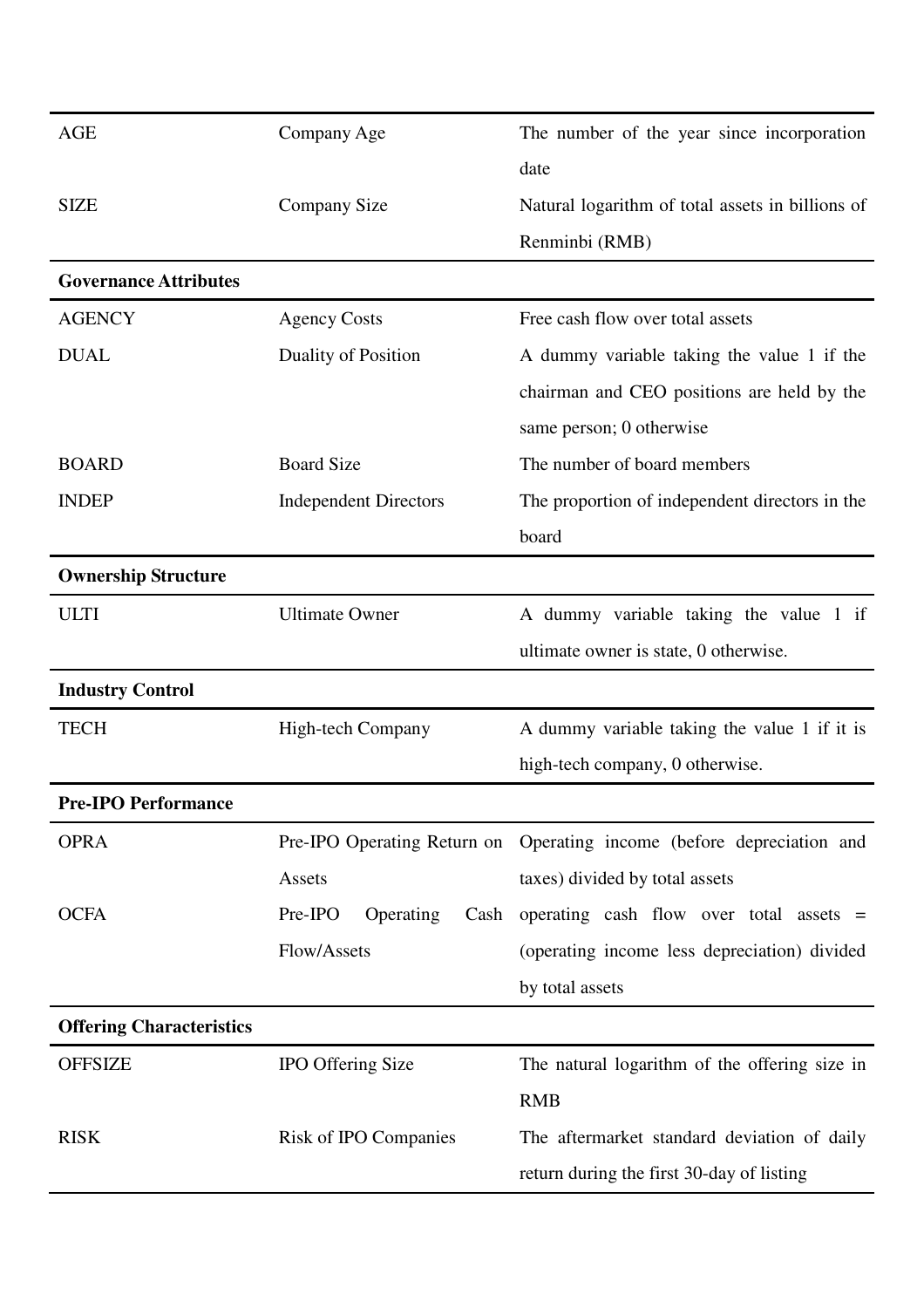| | | |
|---|---|---|
| AGE | Company Age | The number of the year since incorporation date |
| SIZE | Company Size | Natural logarithm of total assets in billions of Renminbi (RMB) |
| **Governance Attributes** | | |
| AGENCY | Agency Costs | Free cash flow over total assets |
| DUAL | Duality of Position | A dummy variable taking the value 1 if the chairman and CEO positions are held by the same person; 0 otherwise |
| BOARD | Board Size | The number of board members |
| INDEP | Independent Directors | The proportion of independent directors in the board |
| **Ownership Structure** | | |
| ULTI | Ultimate Owner | A dummy variable taking the value 1 if ultimate owner is state, 0 otherwise. |
| **Industry Control** | | |
| TECH | High-tech Company | A dummy variable taking the value 1 if it is high-tech company, 0 otherwise. |
| **Pre-IPO Performance** | | |
| OPRA | Pre-IPO Operating Return on Assets | Operating income (before depreciation and taxes) divided by total assets |
| OCFA | Pre-IPO Operating Cash Flow/Assets | operating cash flow over total assets = (operating income less depreciation) divided by total assets |
| **Offering Characteristics** | | |
| OFFSIZE | IPO Offering Size | The natural logarithm of the offering size in RMB |
| RISK | Risk of IPO Companies | The aftermarket standard deviation of daily return during the first 30-day of listing |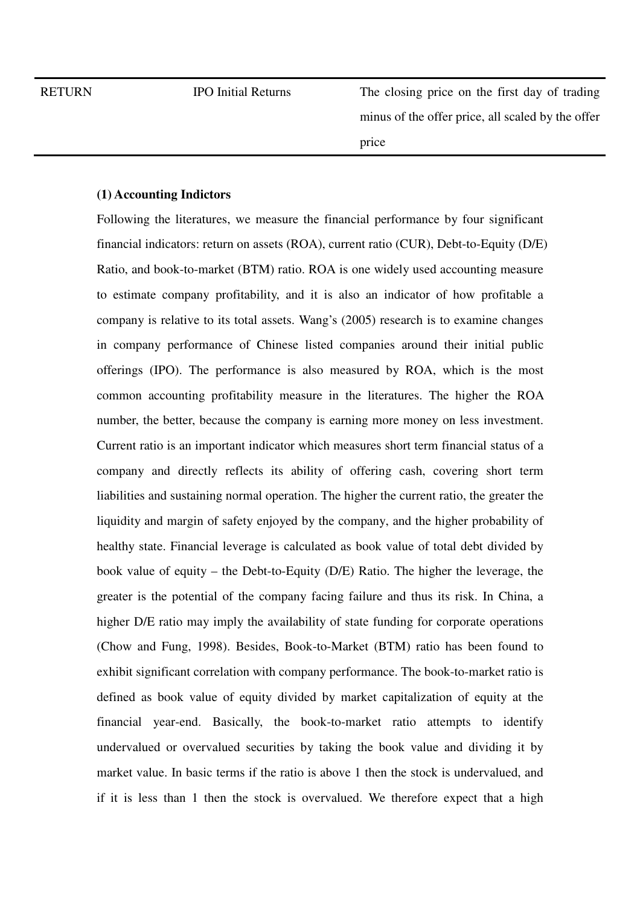| | | |
|---|---|---|
| RETURN | IPO Initial Returns | The closing price on the first day of trading minus of the offer price, all scaled by the offer price |

**(1) Accounting Indictors**

Following the literatures, we measure the financial performance by four significant financial indicators: return on assets (ROA), current ratio (CUR), Debt-to-Equity (D/E) Ratio, and book-to-market (BTM) ratio. ROA is one widely used accounting measure to estimate company profitability, and it is also an indicator of how profitable a company is relative to its total assets. Wang's (2005) research is to examine changes in company performance of Chinese listed companies around their initial public offerings (IPO). The performance is also measured by ROA, which is the most common accounting profitability measure in the literatures. The higher the ROA number, the better, because the company is earning more money on less investment. Current ratio is an important indicator which measures short term financial status of a company and directly reflects its ability of offering cash, covering short term liabilities and sustaining normal operation. The higher the current ratio, the greater the liquidity and margin of safety enjoyed by the company, and the higher probability of healthy state. Financial leverage is calculated as book value of total debt divided by book value of equity – the Debt-to-Equity (D/E) Ratio. The higher the leverage, the greater is the potential of the company facing failure and thus its risk. In China, a higher D/E ratio may imply the availability of state funding for corporate operations (Chow and Fung, 1998). Besides, Book-to-Market (BTM) ratio has been found to exhibit significant correlation with company performance. The book-to-market ratio is defined as book value of equity divided by market capitalization of equity at the financial year-end. Basically, the book-to-market ratio attempts to identify undervalued or overvalued securities by taking the book value and dividing it by market value. In basic terms if the ratio is above 1 then the stock is undervalued, and if it is less than 1 then the stock is overvalued. We therefore expect that a high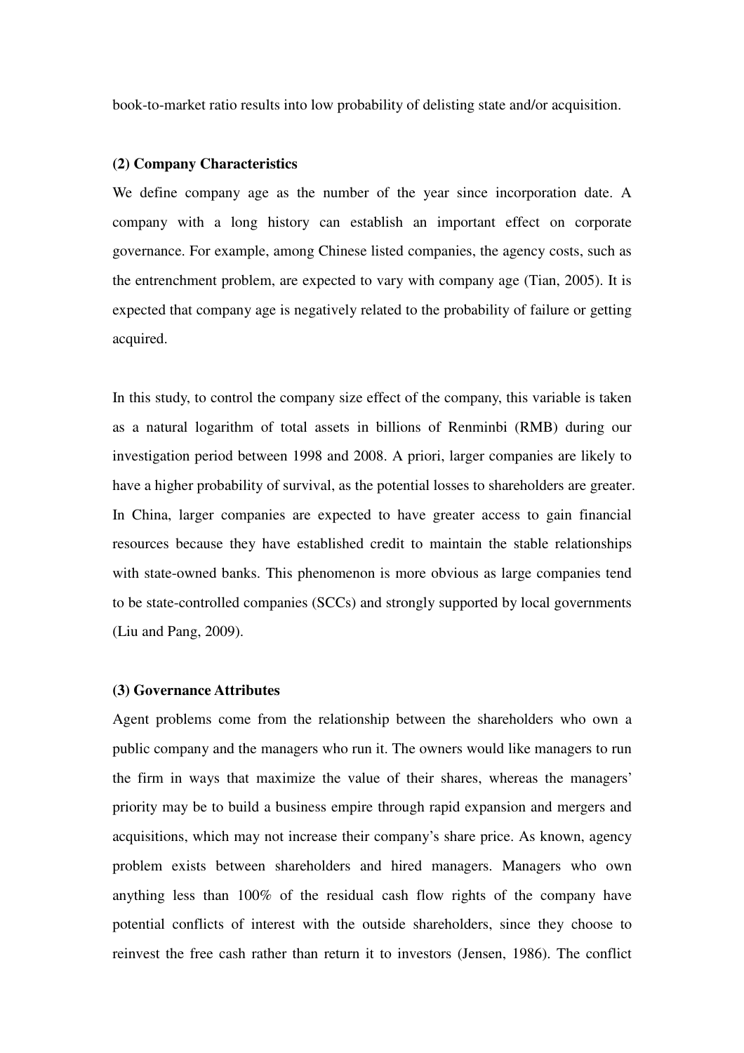book-to-market ratio results into low probability of delisting state and/or acquisition.

**(2) Company Characteristics**

We define company age as the number of the year since incorporation date. A company with a long history can establish an important effect on corporate governance. For example, among Chinese listed companies, the agency costs, such as the entrenchment problem, are expected to vary with company age (Tian, 2005). It is expected that company age is negatively related to the probability of failure or getting acquired.

In this study, to control the company size effect of the company, this variable is taken as a natural logarithm of total assets in billions of Renminbi (RMB) during our investigation period between 1998 and 2008. A priori, larger companies are likely to have a higher probability of survival, as the potential losses to shareholders are greater. In China, larger companies are expected to have greater access to gain financial resources because they have established credit to maintain the stable relationships with state-owned banks. This phenomenon is more obvious as large companies tend to be state-controlled companies (SCCs) and strongly supported by local governments (Liu and Pang, 2009).

**(3) Governance Attributes**

Agent problems come from the relationship between the shareholders who own a public company and the managers who run it. The owners would like managers to run the firm in ways that maximize the value of their shares, whereas the managers' priority may be to build a business empire through rapid expansion and mergers and acquisitions, which may not increase their company's share price. As known, agency problem exists between shareholders and hired managers. Managers who own anything less than 100% of the residual cash flow rights of the company have potential conflicts of interest with the outside shareholders, since they choose to reinvest the free cash rather than return it to investors (Jensen, 1986). The conflict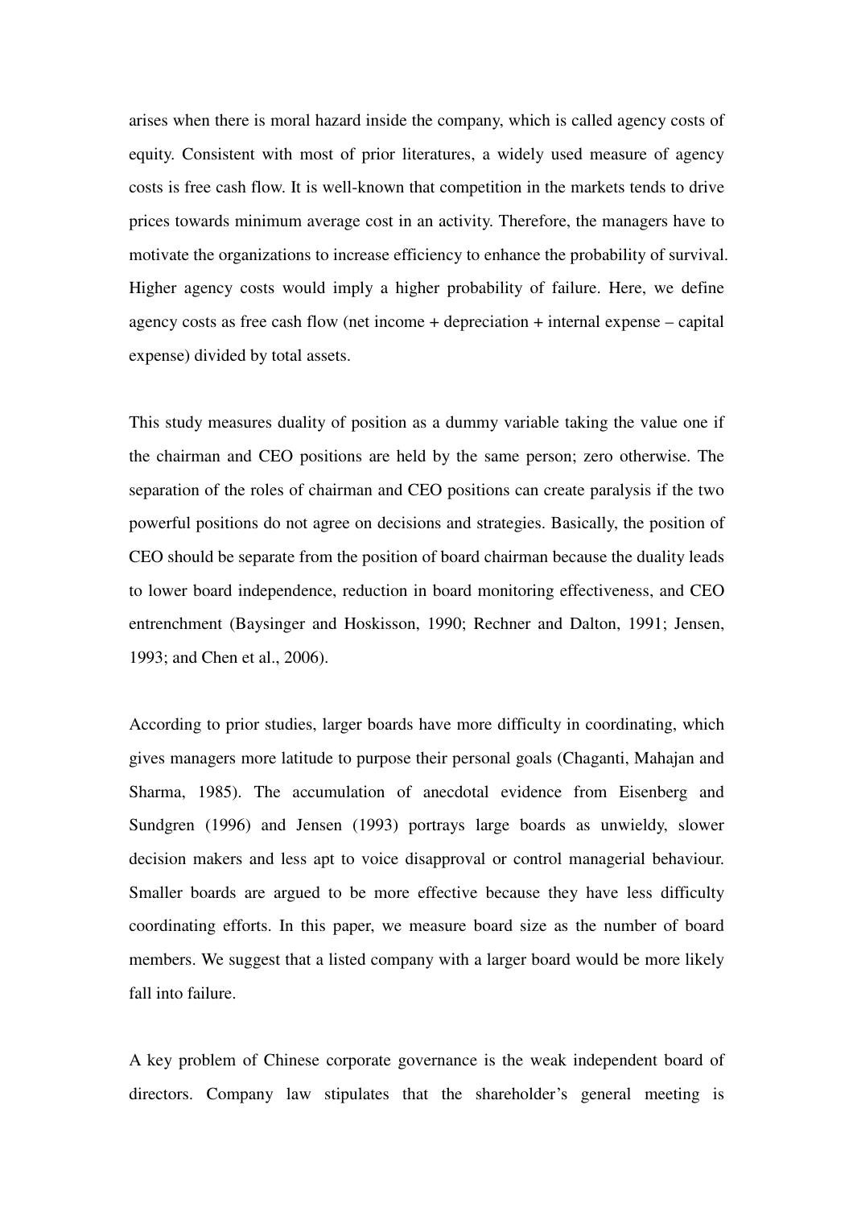arises when there is moral hazard inside the company, which is called agency costs of equity. Consistent with most of prior literatures, a widely used measure of agency costs is free cash flow. It is well-known that competition in the markets tends to drive prices towards minimum average cost in an activity. Therefore, the managers have to motivate the organizations to increase efficiency to enhance the probability of survival. Higher agency costs would imply a higher probability of failure. Here, we define agency costs as free cash flow (net income + depreciation + internal expense – capital expense) divided by total assets.

This study measures duality of position as a dummy variable taking the value one if the chairman and CEO positions are held by the same person; zero otherwise. The separation of the roles of chairman and CEO positions can create paralysis if the two powerful positions do not agree on decisions and strategies. Basically, the position of CEO should be separate from the position of board chairman because the duality leads to lower board independence, reduction in board monitoring effectiveness, and CEO entrenchment (Baysinger and Hoskisson, 1990; Rechner and Dalton, 1991; Jensen, 1993; and Chen et al., 2006).

According to prior studies, larger boards have more difficulty in coordinating, which gives managers more latitude to purpose their personal goals (Chaganti, Mahajan and Sharma, 1985). The accumulation of anecdotal evidence from Eisenberg and Sundgren (1996) and Jensen (1993) portrays large boards as unwieldy, slower decision makers and less apt to voice disapproval or control managerial behaviour. Smaller boards are argued to be more effective because they have less difficulty coordinating efforts. In this paper, we measure board size as the number of board members. We suggest that a listed company with a larger board would be more likely fall into failure.

A key problem of Chinese corporate governance is the weak independent board of directors. Company law stipulates that the shareholder's general meeting is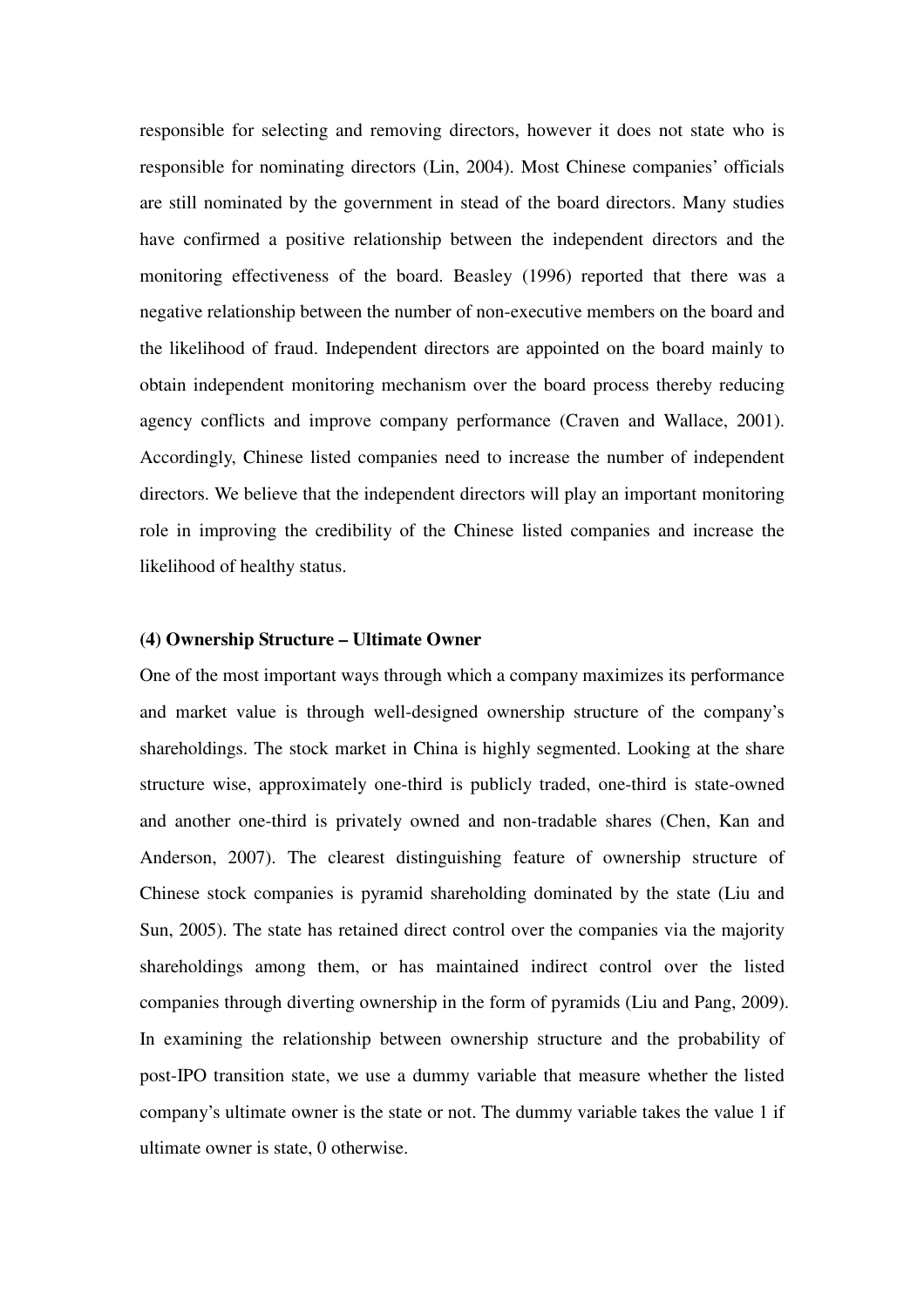responsible for selecting and removing directors, however it does not state who is responsible for nominating directors (Lin, 2004). Most Chinese companies' officials are still nominated by the government in stead of the board directors. Many studies have confirmed a positive relationship between the independent directors and the monitoring effectiveness of the board. Beasley (1996) reported that there was a negative relationship between the number of non-executive members on the board and the likelihood of fraud. Independent directors are appointed on the board mainly to obtain independent monitoring mechanism over the board process thereby reducing agency conflicts and improve company performance (Craven and Wallace, 2001). Accordingly, Chinese listed companies need to increase the number of independent directors. We believe that the independent directors will play an important monitoring role in improving the credibility of the Chinese listed companies and increase the likelihood of healthy status.

**(4) Ownership Structure – Ultimate Owner**

One of the most important ways through which a company maximizes its performance and market value is through well-designed ownership structure of the company's shareholdings. The stock market in China is highly segmented. Looking at the share structure wise, approximately one-third is publicly traded, one-third is state-owned and another one-third is privately owned and non-tradable shares (Chen, Kan and Anderson, 2007). The clearest distinguishing feature of ownership structure of Chinese stock companies is pyramid shareholding dominated by the state (Liu and Sun, 2005). The state has retained direct control over the companies via the majority shareholdings among them, or has maintained indirect control over the listed companies through diverting ownership in the form of pyramids (Liu and Pang, 2009). In examining the relationship between ownership structure and the probability of post-IPO transition state, we use a dummy variable that measure whether the listed company's ultimate owner is the state or not. The dummy variable takes the value 1 if ultimate owner is state, 0 otherwise.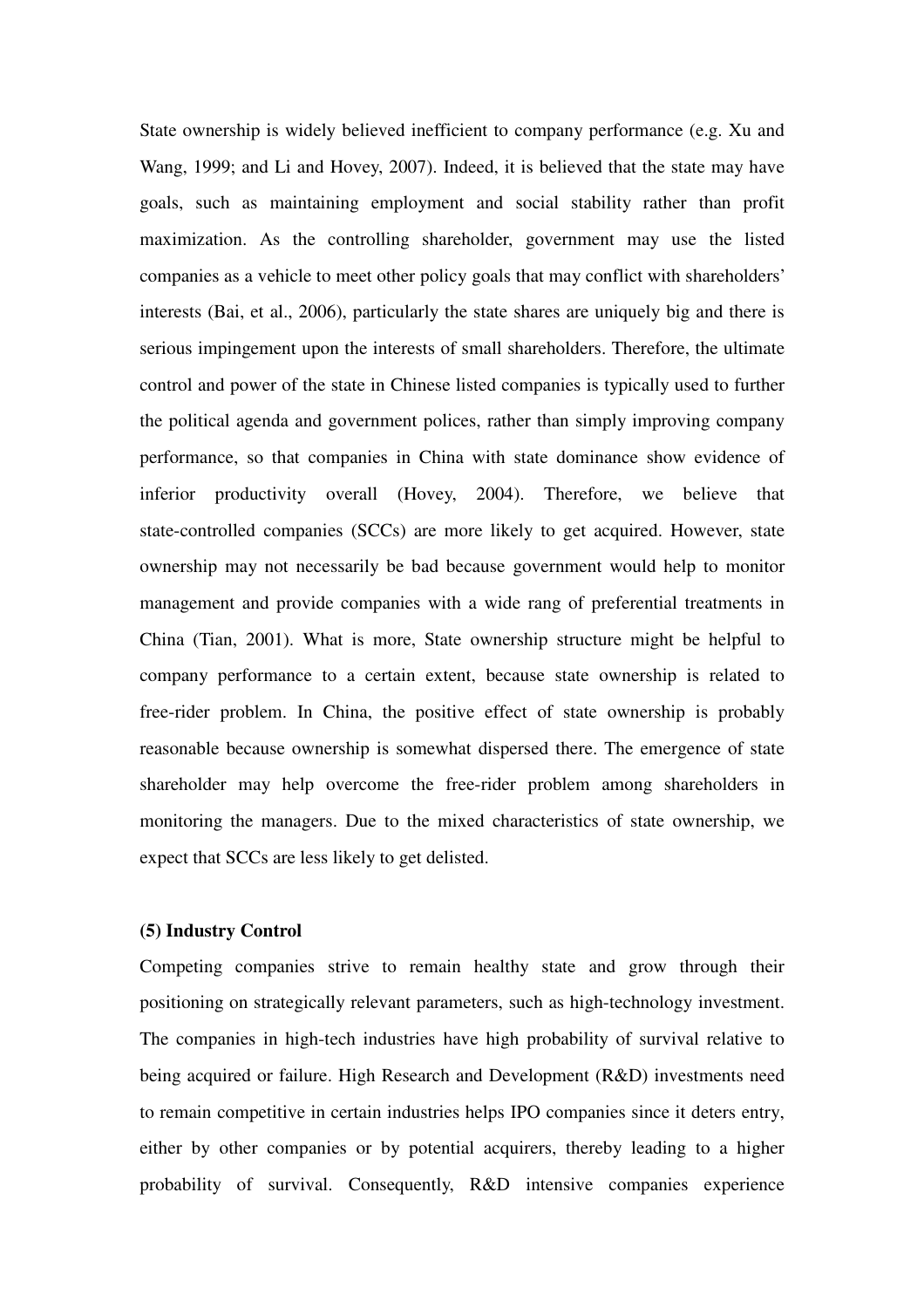State ownership is widely believed inefficient to company performance (e.g. Xu and Wang, 1999; and Li and Hovey, 2007). Indeed, it is believed that the state may have goals, such as maintaining employment and social stability rather than profit maximization. As the controlling shareholder, government may use the listed companies as a vehicle to meet other policy goals that may conflict with shareholders' interests (Bai, et al., 2006), particularly the state shares are uniquely big and there is serious impingement upon the interests of small shareholders. Therefore, the ultimate control and power of the state in Chinese listed companies is typically used to further the political agenda and government polices, rather than simply improving company performance, so that companies in China with state dominance show evidence of inferior productivity overall (Hovey, 2004). Therefore, we believe that state-controlled companies (SCCs) are more likely to get acquired. However, state ownership may not necessarily be bad because government would help to monitor management and provide companies with a wide rang of preferential treatments in China (Tian, 2001). What is more, State ownership structure might be helpful to company performance to a certain extent, because state ownership is related to free-rider problem. In China, the positive effect of state ownership is probably reasonable because ownership is somewhat dispersed there. The emergence of state shareholder may help overcome the free-rider problem among shareholders in monitoring the managers. Due to the mixed characteristics of state ownership, we expect that SCCs are less likely to get delisted.

**(5) Industry Control**

Competing companies strive to remain healthy state and grow through their positioning on strategically relevant parameters, such as high-technology investment. The companies in high-tech industries have high probability of survival relative to being acquired or failure. High Research and Development (R&D) investments need to remain competitive in certain industries helps IPO companies since it deters entry, either by other companies or by potential acquirers, thereby leading to a higher probability of survival. Consequently, R&D intensive companies experience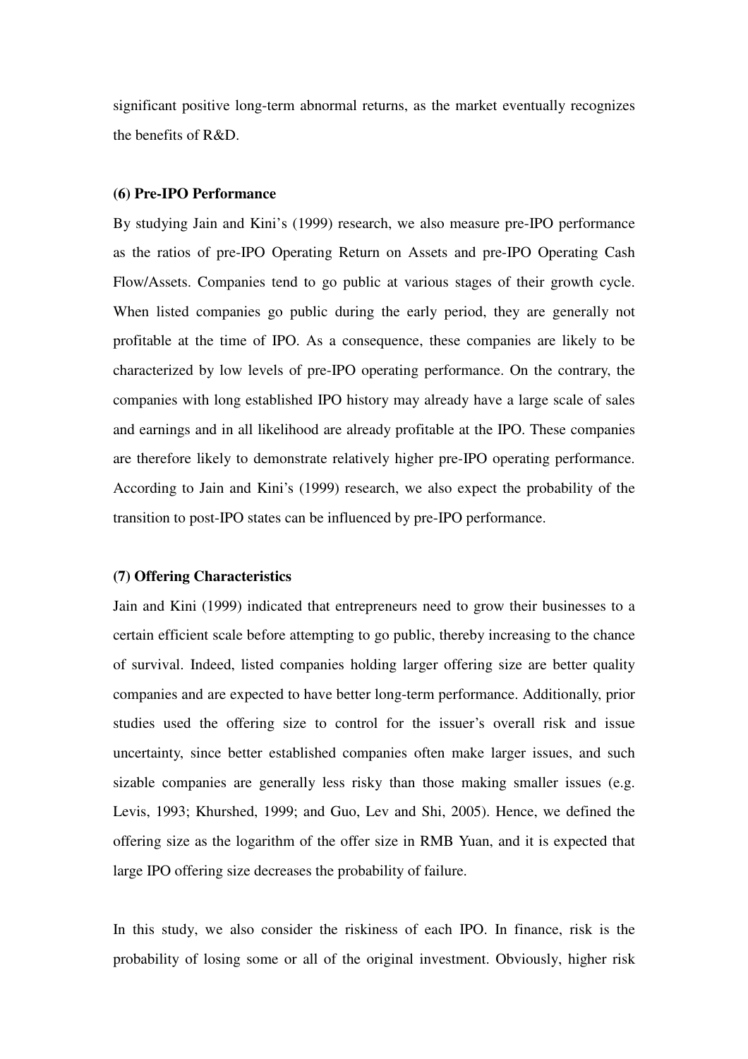significant positive long-term abnormal returns, as the market eventually recognizes the benefits of R&D.

**(6) Pre-IPO Performance**

By studying Jain and Kini's (1999) research, we also measure pre-IPO performance as the ratios of pre-IPO Operating Return on Assets and pre-IPO Operating Cash Flow/Assets. Companies tend to go public at various stages of their growth cycle. When listed companies go public during the early period, they are generally not profitable at the time of IPO. As a consequence, these companies are likely to be characterized by low levels of pre-IPO operating performance. On the contrary, the companies with long established IPO history may already have a large scale of sales and earnings and in all likelihood are already profitable at the IPO. These companies are therefore likely to demonstrate relatively higher pre-IPO operating performance. According to Jain and Kini's (1999) research, we also expect the probability of the transition to post-IPO states can be influenced by pre-IPO performance.

**(7) Offering Characteristics**

Jain and Kini (1999) indicated that entrepreneurs need to grow their businesses to a certain efficient scale before attempting to go public, thereby increasing to the chance of survival. Indeed, listed companies holding larger offering size are better quality companies and are expected to have better long-term performance. Additionally, prior studies used the offering size to control for the issuer's overall risk and issue uncertainty, since better established companies often make larger issues, and such sizable companies are generally less risky than those making smaller issues (e.g. Levis, 1993; Khurshed, 1999; and Guo, Lev and Shi, 2005). Hence, we defined the offering size as the logarithm of the offer size in RMB Yuan, and it is expected that large IPO offering size decreases the probability of failure.

In this study, we also consider the riskiness of each IPO. In finance, risk is the probability of losing some or all of the original investment. Obviously, higher risk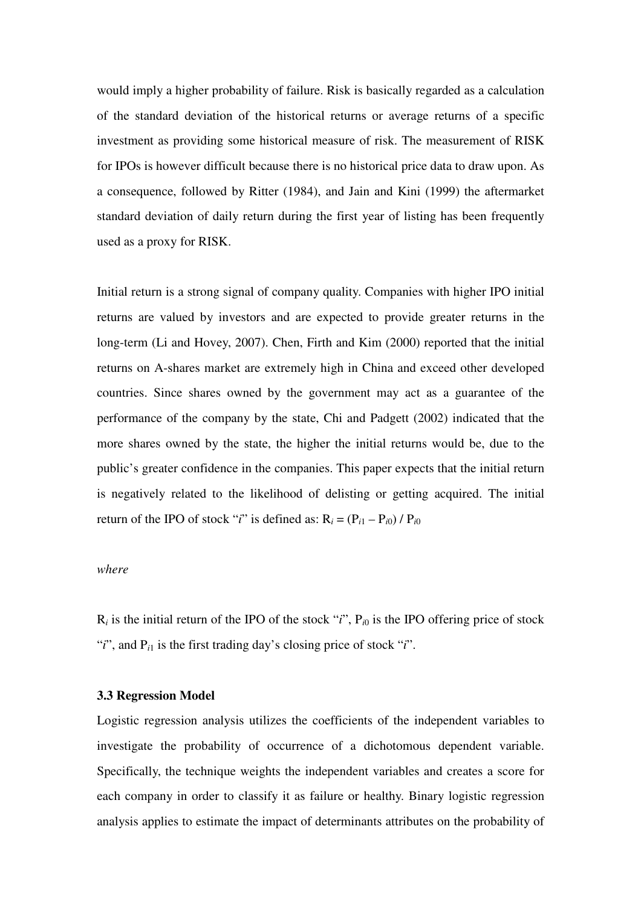would imply a higher probability of failure. Risk is basically regarded as a calculation of the standard deviation of the historical returns or average returns of a specific investment as providing some historical measure of risk. The measurement of RISK for IPOs is however difficult because there is no historical price data to draw upon. As a consequence, followed by Ritter (1984), and Jain and Kini (1999) the aftermarket standard deviation of daily return during the first year of listing has been frequently used as a proxy for RISK.

Initial return is a strong signal of company quality. Companies with higher IPO initial returns are valued by investors and are expected to provide greater returns in the long-term (Li and Hovey, 2007). Chen, Firth and Kim (2000) reported that the initial returns on A-shares market are extremely high in China and exceed other developed countries. Since shares owned by the government may act as a guarantee of the performance of the company by the state, Chi and Padgett (2002) indicated that the more shares owned by the state, the higher the initial returns would be, due to the public's greater confidence in the companies. This paper expects that the initial return is negatively related to the likelihood of delisting or getting acquired. The initial return of the IPO of stock "$i$" is defined as: $R_i = (P_{i1} - P_{i0}) / P_{i0}$

*where*

$R_i$ is the initial return of the IPO of the stock "$i$", $P_{i0}$ is the IPO offering price of stock "$i$", and $P_{i1}$ is the first trading day's closing price of stock "$i$".

### 3.3 Regression Model

Logistic regression analysis utilizes the coefficients of the independent variables to investigate the probability of occurrence of a dichotomous dependent variable. Specifically, the technique weights the independent variables and creates a score for each company in order to classify it as failure or healthy. Binary logistic regression analysis applies to estimate the impact of determinants attributes on the probability of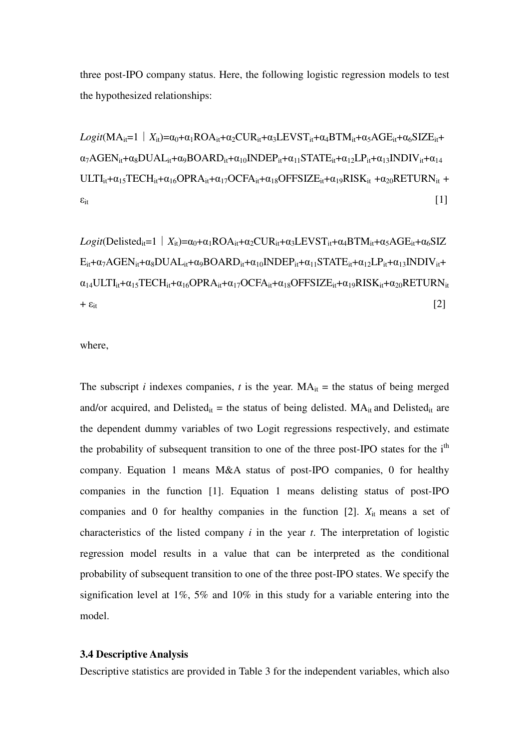three post-IPO company status. Here, the following logistic regression models to test the hypothesized relationships:

$$Logit(MA_{it}=1 \mid X_{it})=\alpha_0+\alpha_1 ROA_{it}+\alpha_2 CUR_{it}+\alpha_3 LEVST_{it}+\alpha_4 BTM_{it}+\alpha_5 AGE_{it}+\alpha_6 SIZE_{it}+\alpha_7 AGEN_{it}+\alpha_8 DUAL_{it}+\alpha_9 BOARD_{it}+\alpha_{10} INDEP_{it}+\alpha_{11} STATE_{it}+\alpha_{12} LP_{it}+\alpha_{13} INDIV_{it}+\alpha_{14} ULTI_{it}+\alpha_{15} TECH_{it}+\alpha_{16} OPRA_{it}+\alpha_{17} OCFA_{it}+\alpha_{18} OFFSIZE_{it}+\alpha_{19} RISK_{it}+\alpha_{20} RETURN_{it}+\varepsilon_{it} \quad [1]$$

$$Logit(Delisted_{it}=1 \mid X_{it})=\alpha_0+\alpha_1 ROA_{it}+\alpha_2 CUR_{it}+\alpha_3 LEVST_{it}+\alpha_4 BTM_{it}+\alpha_5 AGE_{it}+\alpha_6 SIZE_{it}+\alpha_7 AGEN_{it}+\alpha_8 DUAL_{it}+\alpha_9 BOARD_{it}+\alpha_{10} INDEP_{it}+\alpha_{11} STATE_{it}+\alpha_{12} LP_{it}+\alpha_{13} INDIV_{it}+\alpha_{14} ULTI_{it}+\alpha_{15} TECH_{it}+\alpha_{16} OPRA_{it}+\alpha_{17} OCFA_{it}+\alpha_{18} OFFSIZE_{it}+\alpha_{19} RISK_{it}+\alpha_{20} RETURN_{it}+\varepsilon_{it} \quad [2]$$

where,

The subscript $i$ indexes companies, $t$ is the year. $MA_{it}$ = the status of being merged and/or acquired, and $Delisted_{it}$ = the status of being delisted. $MA_{it}$ and $Delisted_{it}$ are the dependent dummy variables of two Logit regressions respectively, and estimate the probability of subsequent transition to one of the three post-IPO states for the $i^{th}$ company. Equation 1 means M&A status of post-IPO companies, 0 for healthy companies in the function [1]. Equation 1 means delisting status of post-IPO companies and 0 for healthy companies in the function [2]. $X_{it}$ means a set of characteristics of the listed company $i$ in the year $t$. The interpretation of logistic regression model results in a value that can be interpreted as the conditional probability of subsequent transition to one of the three post-IPO states. We specify the signification level at 1%, 5% and 10% in this study for a variable entering into the model.

### 3.4 Descriptive Analysis

Descriptive statistics are provided in Table 3 for the independent variables, which also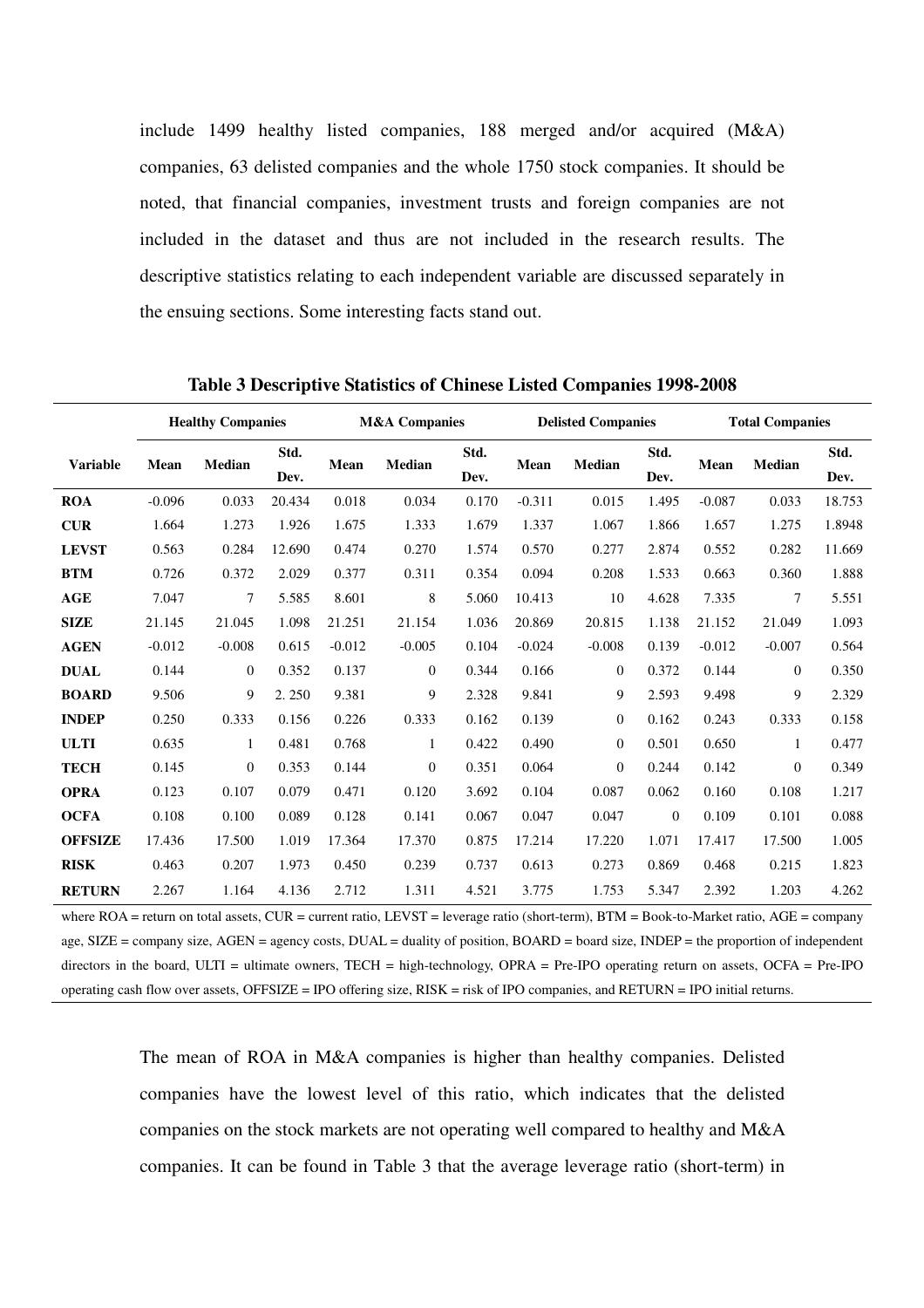include 1499 healthy listed companies, 188 merged and/or acquired (M&A) companies, 63 delisted companies and the whole 1750 stock companies. It should be noted, that financial companies, investment trusts and foreign companies are not included in the dataset and thus are not included in the research results. The descriptive statistics relating to each independent variable are discussed separately in the ensuing sections. Some interesting facts stand out.

**Table 3 Descriptive Statistics of Chinese Listed Companies 1998-2008**

| Variable | Healthy Companies | | | M&A Companies | | | Delisted Companies | | | Total Companies | | |
|---|---|---|---|---|---|---|---|---|---|---|---|---|
| | Mean | Median | Std. Dev. | Mean | Median | Std. Dev. | Mean | Median | Std. Dev. | Mean | Median | Std. Dev. |
| **ROA** | -0.096 | 0.033 | 20.434 | 0.018 | 0.034 | 0.170 | -0.311 | 0.015 | 1.495 | -0.087 | 0.033 | 18.753 |
| **CUR** | 1.664 | 1.273 | 1.926 | 1.675 | 1.333 | 1.679 | 1.337 | 1.067 | 1.866 | 1.657 | 1.275 | 1.8948 |
| **LEVST** | 0.563 | 0.284 | 12.690 | 0.474 | 0.270 | 1.574 | 0.570 | 0.277 | 2.874 | 0.552 | 0.282 | 11.669 |
| **BTM** | 0.726 | 0.372 | 2.029 | 0.377 | 0.311 | 0.354 | 0.094 | 0.208 | 1.533 | 0.663 | 0.360 | 1.888 |
| **AGE** | 7.047 | 7 | 5.585 | 8.601 | 8 | 5.060 | 10.413 | 10 | 4.628 | 7.335 | 7 | 5.551 |
| **SIZE** | 21.145 | 21.045 | 1.098 | 21.251 | 21.154 | 1.036 | 20.869 | 20.815 | 1.138 | 21.152 | 21.049 | 1.093 |
| **AGEN** | -0.012 | -0.008 | 0.615 | -0.012 | -0.005 | 0.104 | -0.024 | -0.008 | 0.139 | -0.012 | -0.007 | 0.564 |
| **DUAL** | 0.144 | 0 | 0.352 | 0.137 | 0 | 0.344 | 0.166 | 0 | 0.372 | 0.144 | 0 | 0.350 |
| **BOARD** | 9.506 | 9 | 2. 250 | 9.381 | 9 | 2.328 | 9.841 | 9 | 2.593 | 9.498 | 9 | 2.329 |
| **INDEP** | 0.250 | 0.333 | 0.156 | 0.226 | 0.333 | 0.162 | 0.139 | 0 | 0.162 | 0.243 | 0.333 | 0.158 |
| **ULTI** | 0.635 | 1 | 0.481 | 0.768 | 1 | 0.422 | 0.490 | 0 | 0.501 | 0.650 | 1 | 0.477 |
| **TECH** | 0.145 | 0 | 0.353 | 0.144 | 0 | 0.351 | 0.064 | 0 | 0.244 | 0.142 | 0 | 0.349 |
| **OPRA** | 0.123 | 0.107 | 0.079 | 0.471 | 0.120 | 3.692 | 0.104 | 0.087 | 0.062 | 0.160 | 0.108 | 1.217 |
| **OCFA** | 0.108 | 0.100 | 0.089 | 0.128 | 0.141 | 0.067 | 0.047 | 0.047 | 0 | 0.109 | 0.101 | 0.088 |
| **OFFSIZE** | 17.436 | 17.500 | 1.019 | 17.364 | 17.370 | 0.875 | 17.214 | 17.220 | 1.071 | 17.417 | 17.500 | 1.005 |
| **RISK** | 0.463 | 0.207 | 1.973 | 0.450 | 0.239 | 0.737 | 0.613 | 0.273 | 0.869 | 0.468 | 0.215 | 1.823 |
| **RETURN** | 2.267 | 1.164 | 4.136 | 2.712 | 1.311 | 4.521 | 3.775 | 1.753 | 5.347 | 2.392 | 1.203 | 4.262 |

where ROA = return on total assets, CUR = current ratio, LEVST = leverage ratio (short-term), BTM = Book-to-Market ratio, AGE = company age, SIZE = company size, AGEN = agency costs, DUAL = duality of position, BOARD = board size, INDEP = the proportion of independent directors in the board, ULTI = ultimate owners, TECH = high-technology, OPRA = Pre-IPO operating return on assets, OCFA = Pre-IPO operating cash flow over assets, OFFSIZE = IPO offering size, RISK = risk of IPO companies, and RETURN = IPO initial returns.

The mean of ROA in M&A companies is higher than healthy companies. Delisted companies have the lowest level of this ratio, which indicates that the delisted companies on the stock markets are not operating well compared to healthy and M&A companies. It can be found in Table 3 that the average leverage ratio (short-term) in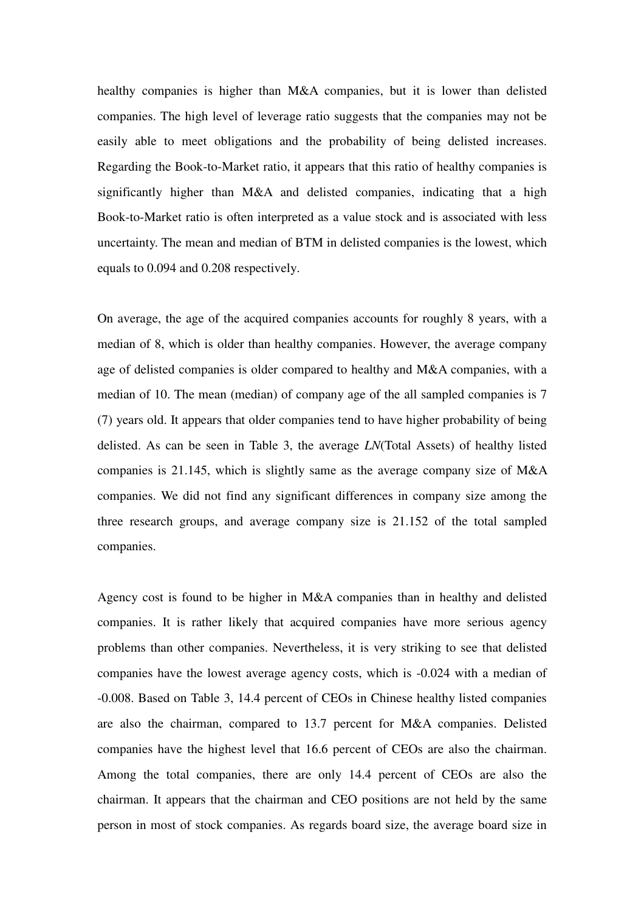healthy companies is higher than M&A companies, but it is lower than delisted companies. The high level of leverage ratio suggests that the companies may not be easily able to meet obligations and the probability of being delisted increases. Regarding the Book-to-Market ratio, it appears that this ratio of healthy companies is significantly higher than M&A and delisted companies, indicating that a high Book-to-Market ratio is often interpreted as a value stock and is associated with less uncertainty. The mean and median of BTM in delisted companies is the lowest, which equals to 0.094 and 0.208 respectively.

On average, the age of the acquired companies accounts for roughly 8 years, with a median of 8, which is older than healthy companies. However, the average company age of delisted companies is older compared to healthy and M&A companies, with a median of 10. The mean (median) of company age of the all sampled companies is 7 (7) years old. It appears that older companies tend to have higher probability of being delisted. As can be seen in Table 3, the average *LN*(Total Assets) of healthy listed companies is 21.145, which is slightly same as the average company size of M&A companies. We did not find any significant differences in company size among the three research groups, and average company size is 21.152 of the total sampled companies.

Agency cost is found to be higher in M&A companies than in healthy and delisted companies. It is rather likely that acquired companies have more serious agency problems than other companies. Nevertheless, it is very striking to see that delisted companies have the lowest average agency costs, which is -0.024 with a median of -0.008. Based on Table 3, 14.4 percent of CEOs in Chinese healthy listed companies are also the chairman, compared to 13.7 percent for M&A companies. Delisted companies have the highest level that 16.6 percent of CEOs are also the chairman. Among the total companies, there are only 14.4 percent of CEOs are also the chairman. It appears that the chairman and CEO positions are not held by the same person in most of stock companies. As regards board size, the average board size in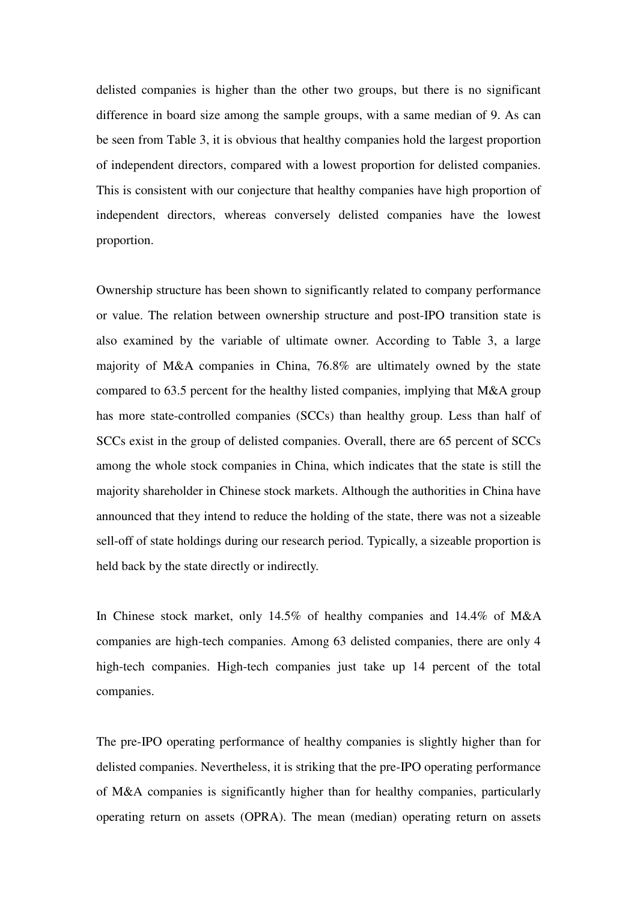delisted companies is higher than the other two groups, but there is no significant difference in board size among the sample groups, with a same median of 9. As can be seen from Table 3, it is obvious that healthy companies hold the largest proportion of independent directors, compared with a lowest proportion for delisted companies. This is consistent with our conjecture that healthy companies have high proportion of independent directors, whereas conversely delisted companies have the lowest proportion.

Ownership structure has been shown to significantly related to company performance or value. The relation between ownership structure and post-IPO transition state is also examined by the variable of ultimate owner. According to Table 3, a large majority of M&A companies in China, 76.8% are ultimately owned by the state compared to 63.5 percent for the healthy listed companies, implying that M&A group has more state-controlled companies (SCCs) than healthy group. Less than half of SCCs exist in the group of delisted companies. Overall, there are 65 percent of SCCs among the whole stock companies in China, which indicates that the state is still the majority shareholder in Chinese stock markets. Although the authorities in China have announced that they intend to reduce the holding of the state, there was not a sizeable sell-off of state holdings during our research period. Typically, a sizeable proportion is held back by the state directly or indirectly.

In Chinese stock market, only 14.5% of healthy companies and 14.4% of M&A companies are high-tech companies. Among 63 delisted companies, there are only 4 high-tech companies. High-tech companies just take up 14 percent of the total companies.

The pre-IPO operating performance of healthy companies is slightly higher than for delisted companies. Nevertheless, it is striking that the pre-IPO operating performance of M&A companies is significantly higher than for healthy companies, particularly operating return on assets (OPRA). The mean (median) operating return on assets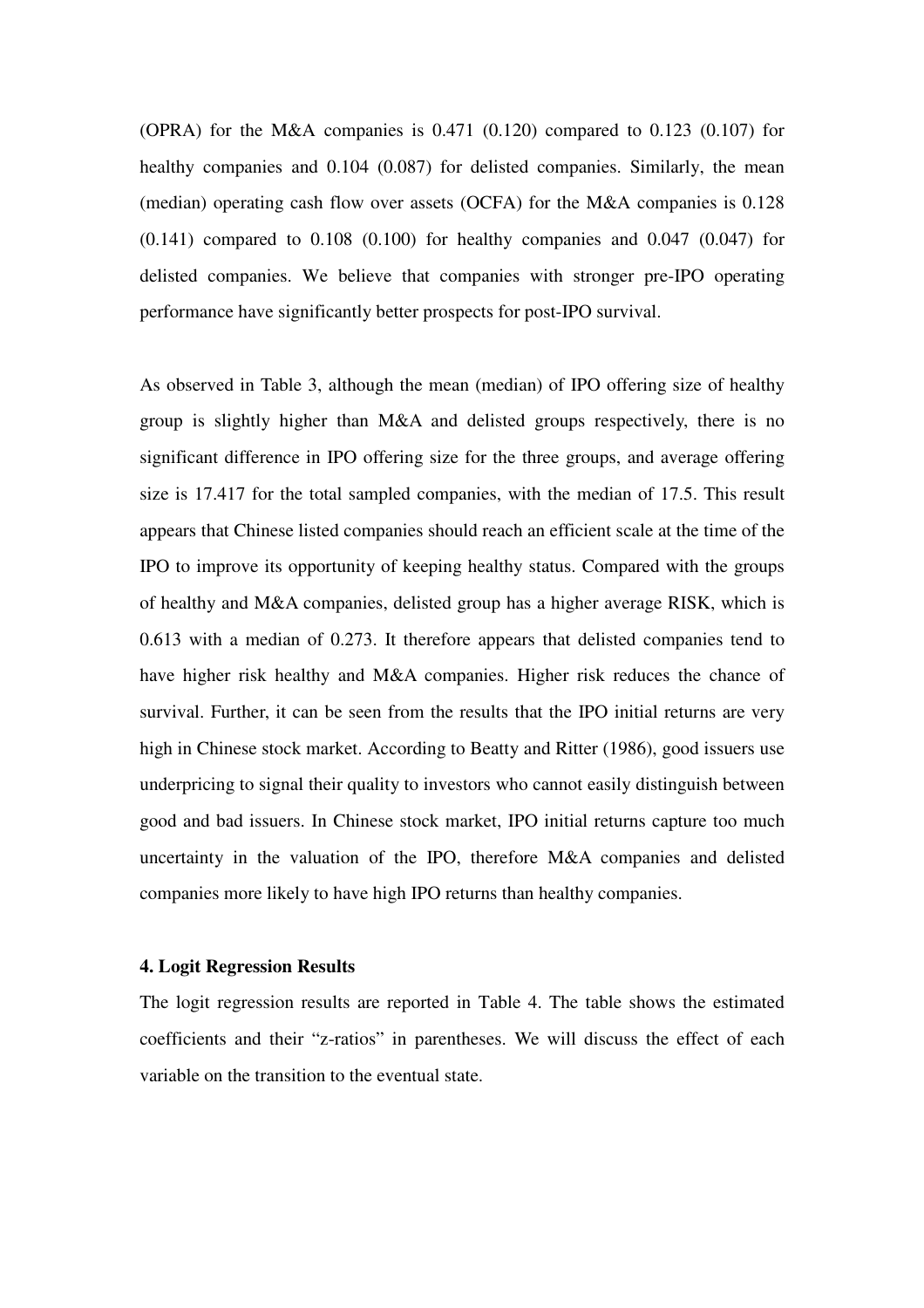(OPRA) for the M&A companies is 0.471 (0.120) compared to 0.123 (0.107) for healthy companies and 0.104 (0.087) for delisted companies. Similarly, the mean (median) operating cash flow over assets (OCFA) for the M&A companies is 0.128 (0.141) compared to 0.108 (0.100) for healthy companies and 0.047 (0.047) for delisted companies. We believe that companies with stronger pre-IPO operating performance have significantly better prospects for post-IPO survival.

As observed in Table 3, although the mean (median) of IPO offering size of healthy group is slightly higher than M&A and delisted groups respectively, there is no significant difference in IPO offering size for the three groups, and average offering size is 17.417 for the total sampled companies, with the median of 17.5. This result appears that Chinese listed companies should reach an efficient scale at the time of the IPO to improve its opportunity of keeping healthy status. Compared with the groups of healthy and M&A companies, delisted group has a higher average RISK, which is 0.613 with a median of 0.273. It therefore appears that delisted companies tend to have higher risk healthy and M&A companies. Higher risk reduces the chance of survival. Further, it can be seen from the results that the IPO initial returns are very high in Chinese stock market. According to Beatty and Ritter (1986), good issuers use underpricing to signal their quality to investors who cannot easily distinguish between good and bad issuers. In Chinese stock market, IPO initial returns capture too much uncertainty in the valuation of the IPO, therefore M&A companies and delisted companies more likely to have high IPO returns than healthy companies.

**4. Logit Regression Results**

The logit regression results are reported in Table 4. The table shows the estimated coefficients and their “z-ratios” in parentheses. We will discuss the effect of each variable on the transition to the eventual state.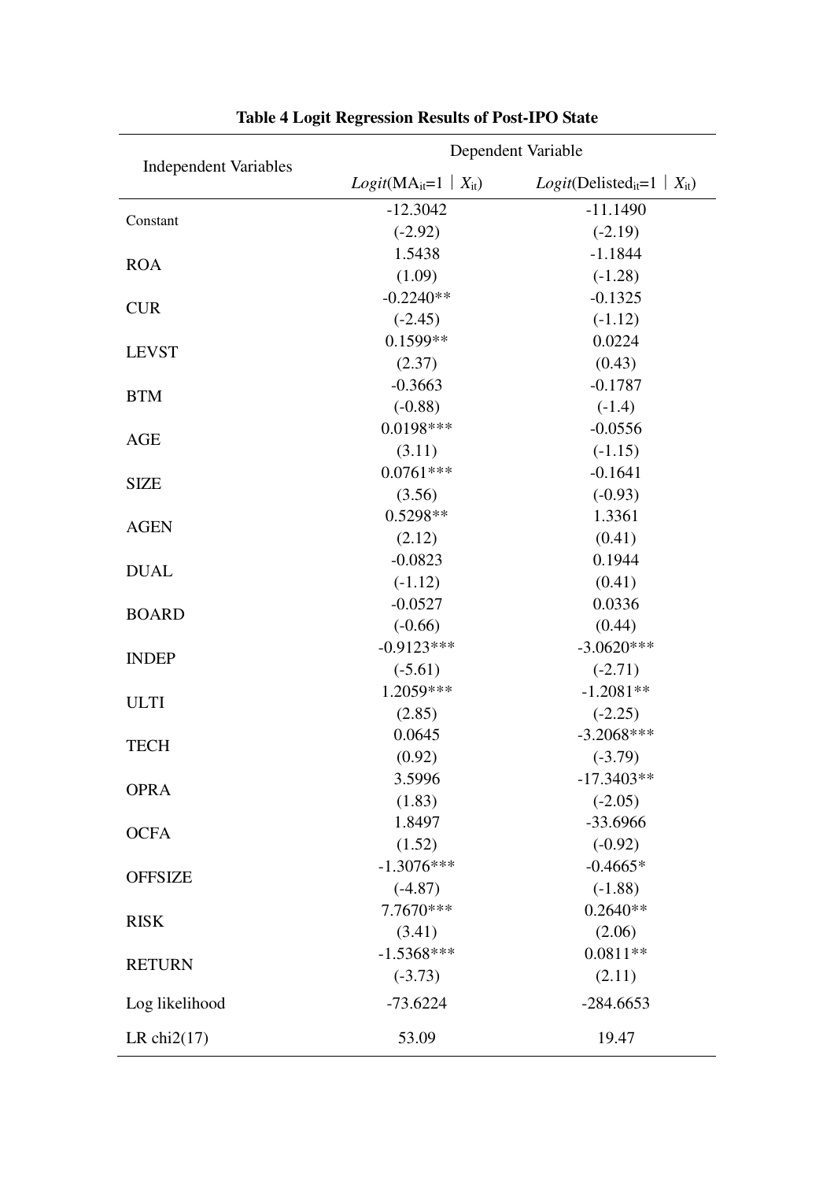**Table 4 Logit Regression Results of Post-IPO State**

| Independent Variables | Dependent Variable | |
|---|---|---|
| | *Logit*($MA_{it}$=1 │ $X_{it}$) | *Logit*($Delisted_{it}$=1 │ $X_{it}$) |
| Constant | -12.3042 | -11.1490 |
| | (-2.92) | (-2.19) |
| ROA | 1.5438 | -1.1844 |
| | (1.09) | (-1.28) |
| CUR | -0.2240** | -0.1325 |
| | (-2.45) | (-1.12) |
| LEVST | 0.1599** | 0.0224 |
| | (2.37) | (0.43) |
| BTM | -0.3663 | -0.1787 |
| | (-0.88) | (-1.4) |
| AGE | 0.0198*** | -0.0556 |
| | (3.11) | (-1.15) |
| SIZE | 0.0761*** | -0.1641 |
| | (3.56) | (-0.93) |
| AGEN | 0.5298** | 1.3361 |
| | (2.12) | (0.41) |
| DUAL | -0.0823 | 0.1944 |
| | (-1.12) | (0.41) |
| BOARD | -0.0527 | 0.0336 |
| | (-0.66) | (0.44) |
| INDEP | -0.9123*** | -3.0620*** |
| | (-5.61) | (-2.71) |
| ULTI | 1.2059*** | -1.2081** |
| | (2.85) | (-2.25) |
| TECH | 0.0645 | -3.2068*** |
| | (0.92) | (-3.79) |
| OPRA | 3.5996 | -17.3403** |
| | (1.83) | (-2.05) |
| OCFA | 1.8497 | -33.6966 |
| | (1.52) | (-0.92) |
| OFFSIZE | -1.3076*** | -0.4665* |
| | (-4.87) | (-1.88) |
| RISK | 7.7670*** | 0.2640** |
| | (3.41) | (2.06) |
| RETURN | -1.5368*** | 0.0811** |
| | (-3.73) | (2.11) |
| Log likelihood | -73.6224 | -284.6653 |
| LR chi2(17) | 53.09 | 19.47 |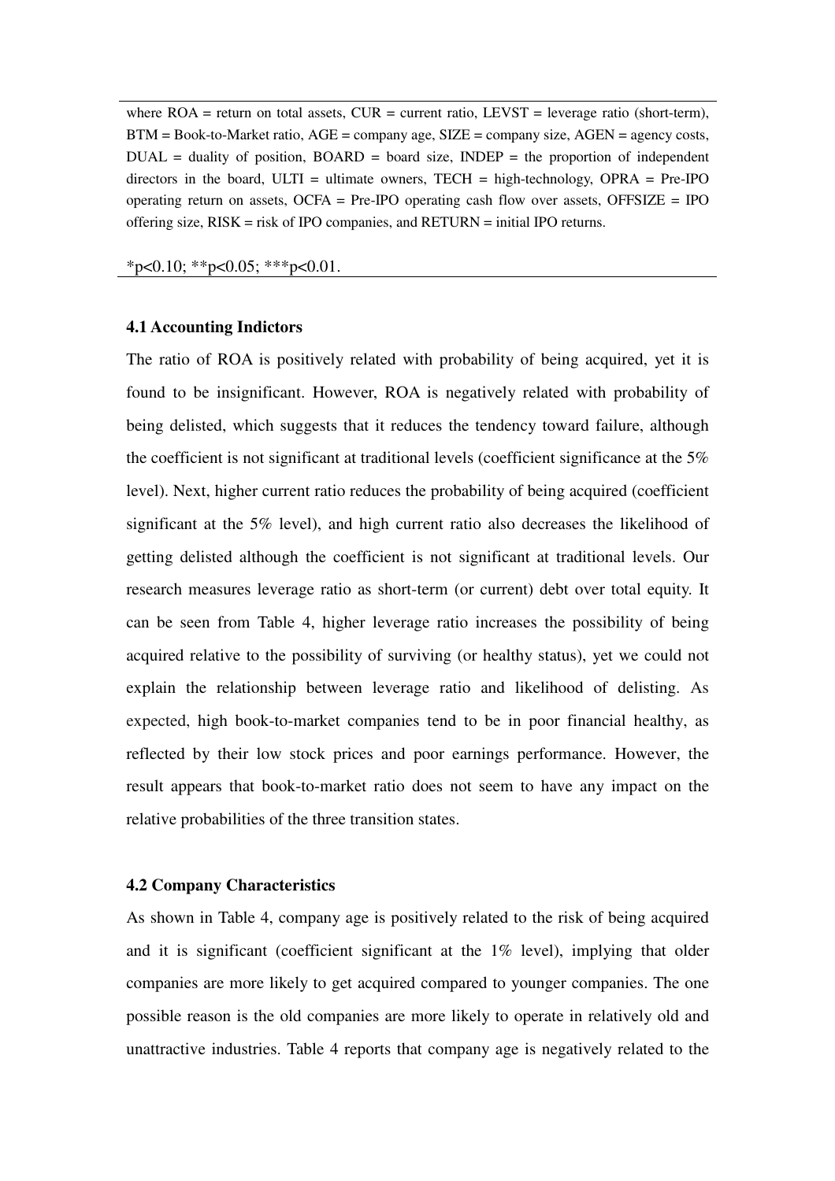where ROA = return on total assets, CUR = current ratio, LEVST = leverage ratio (short-term), BTM = Book-to-Market ratio, AGE = company age, SIZE = company size, AGEN = agency costs, DUAL = duality of position, BOARD = board size, INDEP = the proportion of independent directors in the board, ULTI = ultimate owners, TECH = high-technology, OPRA = Pre-IPO operating return on assets, OCFA = Pre-IPO operating cash flow over assets, OFFSIZE = IPO offering size, RISK = risk of IPO companies, and RETURN = initial IPO returns.

*$p<0.10$; **$p<0.05$; ***$p<0.01$.

### 4.1 Accounting Indictors

The ratio of ROA is positively related with probability of being acquired, yet it is found to be insignificant. However, ROA is negatively related with probability of being delisted, which suggests that it reduces the tendency toward failure, although the coefficient is not significant at traditional levels (coefficient significance at the 5% level). Next, higher current ratio reduces the probability of being acquired (coefficient significant at the 5% level), and high current ratio also decreases the likelihood of getting delisted although the coefficient is not significant at traditional levels. Our research measures leverage ratio as short-term (or current) debt over total equity. It can be seen from Table 4, higher leverage ratio increases the possibility of being acquired relative to the possibility of surviving (or healthy status), yet we could not explain the relationship between leverage ratio and likelihood of delisting. As expected, high book-to-market companies tend to be in poor financial healthy, as reflected by their low stock prices and poor earnings performance. However, the result appears that book-to-market ratio does not seem to have any impact on the relative probabilities of the three transition states.

### 4.2 Company Characteristics

As shown in Table 4, company age is positively related to the risk of being acquired and it is significant (coefficient significant at the 1% level), implying that older companies are more likely to get acquired compared to younger companies. The one possible reason is the old companies are more likely to operate in relatively old and unattractive industries. Table 4 reports that company age is negatively related to the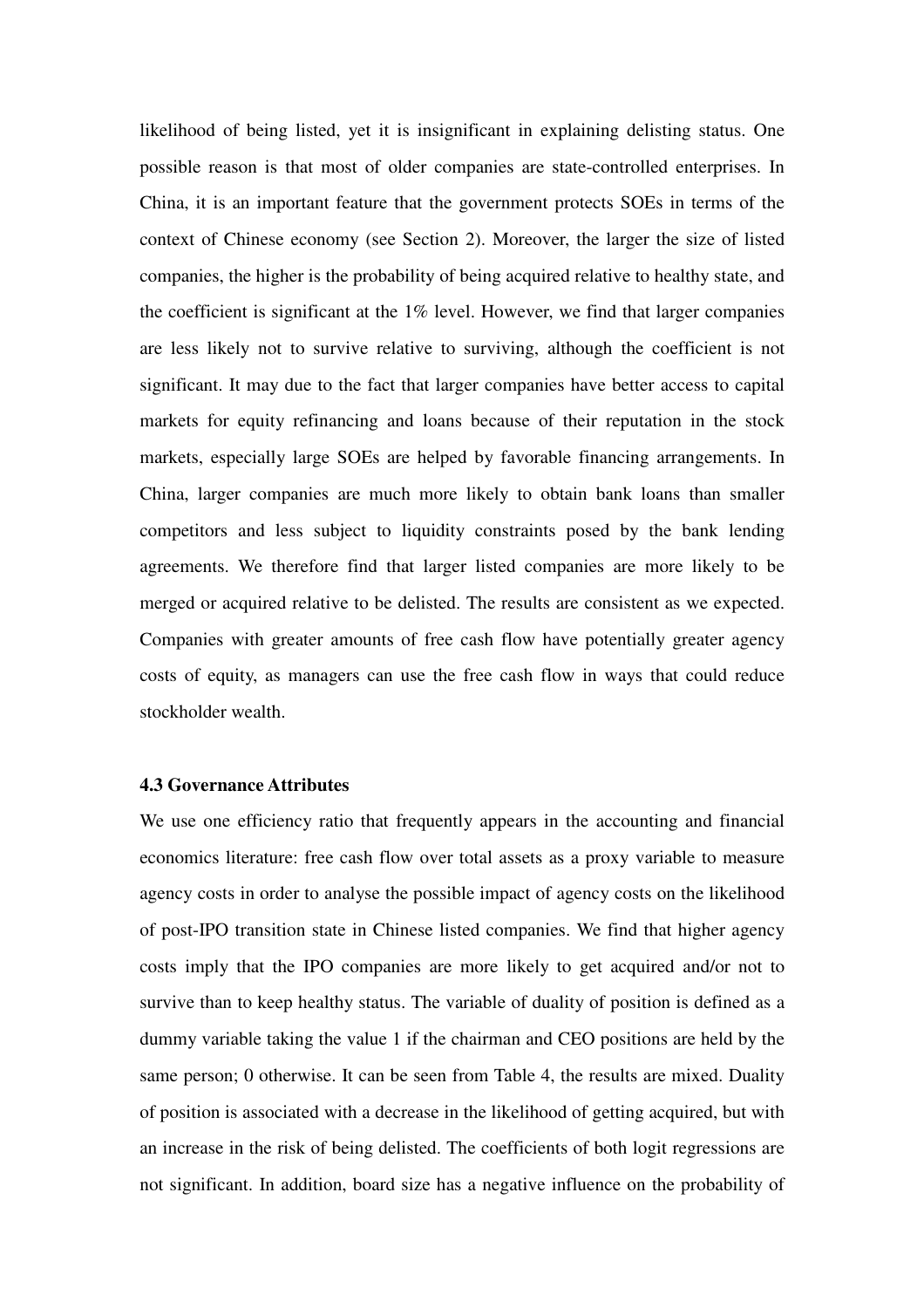likelihood of being listed, yet it is insignificant in explaining delisting status. One possible reason is that most of older companies are state-controlled enterprises. In China, it is an important feature that the government protects SOEs in terms of the context of Chinese economy (see Section 2). Moreover, the larger the size of listed companies, the higher is the probability of being acquired relative to healthy state, and the coefficient is significant at the 1% level. However, we find that larger companies are less likely not to survive relative to surviving, although the coefficient is not significant. It may due to the fact that larger companies have better access to capital markets for equity refinancing and loans because of their reputation in the stock markets, especially large SOEs are helped by favorable financing arrangements. In China, larger companies are much more likely to obtain bank loans than smaller competitors and less subject to liquidity constraints posed by the bank lending agreements. We therefore find that larger listed companies are more likely to be merged or acquired relative to be delisted. The results are consistent as we expected. Companies with greater amounts of free cash flow have potentially greater agency costs of equity, as managers can use the free cash flow in ways that could reduce stockholder wealth.

### 4.3 Governance Attributes

We use one efficiency ratio that frequently appears in the accounting and financial economics literature: free cash flow over total assets as a proxy variable to measure agency costs in order to analyse the possible impact of agency costs on the likelihood of post-IPO transition state in Chinese listed companies. We find that higher agency costs imply that the IPO companies are more likely to get acquired and/or not to survive than to keep healthy status. The variable of duality of position is defined as a dummy variable taking the value 1 if the chairman and CEO positions are held by the same person; 0 otherwise. It can be seen from Table 4, the results are mixed. Duality of position is associated with a decrease in the likelihood of getting acquired, but with an increase in the risk of being delisted. The coefficients of both logit regressions are not significant. In addition, board size has a negative influence on the probability of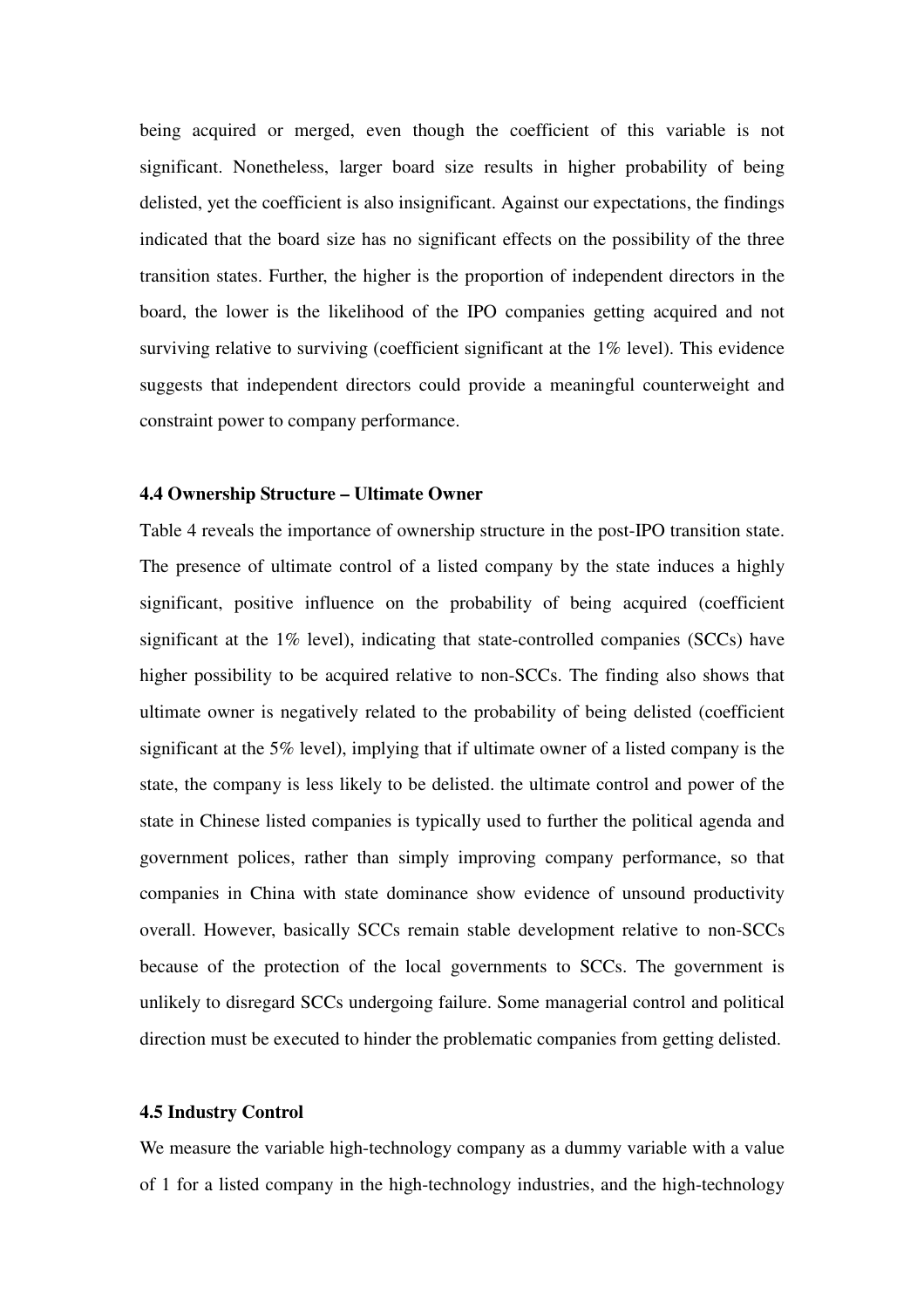being acquired or merged, even though the coefficient of this variable is not significant. Nonetheless, larger board size results in higher probability of being delisted, yet the coefficient is also insignificant. Against our expectations, the findings indicated that the board size has no significant effects on the possibility of the three transition states. Further, the higher is the proportion of independent directors in the board, the lower is the likelihood of the IPO companies getting acquired and not surviving relative to surviving (coefficient significant at the 1% level). This evidence suggests that independent directors could provide a meaningful counterweight and constraint power to company performance.

### 4.4 Ownership Structure – Ultimate Owner

Table 4 reveals the importance of ownership structure in the post-IPO transition state. The presence of ultimate control of a listed company by the state induces a highly significant, positive influence on the probability of being acquired (coefficient significant at the 1% level), indicating that state-controlled companies (SCCs) have higher possibility to be acquired relative to non-SCCs. The finding also shows that ultimate owner is negatively related to the probability of being delisted (coefficient significant at the 5% level), implying that if ultimate owner of a listed company is the state, the company is less likely to be delisted. the ultimate control and power of the state in Chinese listed companies is typically used to further the political agenda and government polices, rather than simply improving company performance, so that companies in China with state dominance show evidence of unsound productivity overall. However, basically SCCs remain stable development relative to non-SCCs because of the protection of the local governments to SCCs. The government is unlikely to disregard SCCs undergoing failure. Some managerial control and political direction must be executed to hinder the problematic companies from getting delisted.

### 4.5 Industry Control

We measure the variable high-technology company as a dummy variable with a value of 1 for a listed company in the high-technology industries, and the high-technology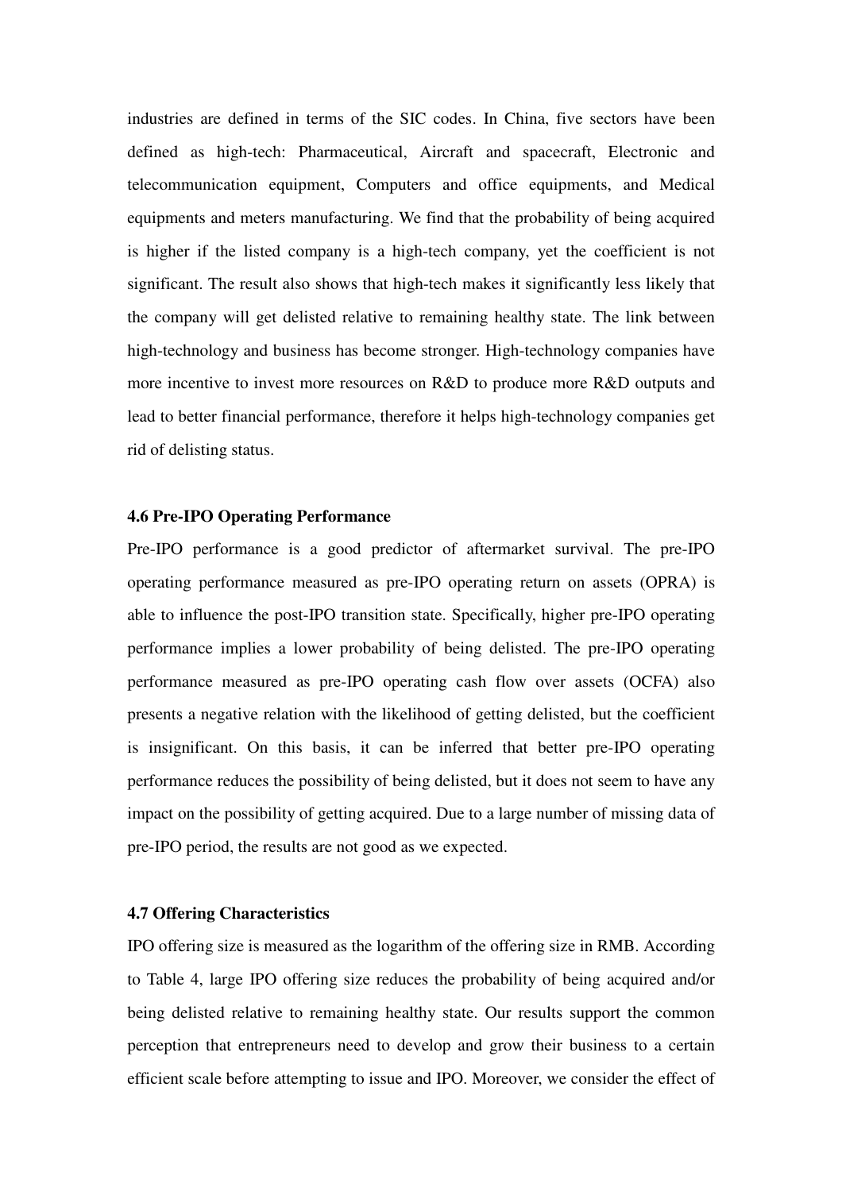industries are defined in terms of the SIC codes. In China, five sectors have been defined as high-tech: Pharmaceutical, Aircraft and spacecraft, Electronic and telecommunication equipment, Computers and office equipments, and Medical equipments and meters manufacturing. We find that the probability of being acquired is higher if the listed company is a high-tech company, yet the coefficient is not significant. The result also shows that high-tech makes it significantly less likely that the company will get delisted relative to remaining healthy state. The link between high-technology and business has become stronger. High-technology companies have more incentive to invest more resources on R&D to produce more R&D outputs and lead to better financial performance, therefore it helps high-technology companies get rid of delisting status.

### 4.6 Pre-IPO Operating Performance

Pre-IPO performance is a good predictor of aftermarket survival. The pre-IPO operating performance measured as pre-IPO operating return on assets (OPRA) is able to influence the post-IPO transition state. Specifically, higher pre-IPO operating performance implies a lower probability of being delisted. The pre-IPO operating performance measured as pre-IPO operating cash flow over assets (OCFA) also presents a negative relation with the likelihood of getting delisted, but the coefficient is insignificant. On this basis, it can be inferred that better pre-IPO operating performance reduces the possibility of being delisted, but it does not seem to have any impact on the possibility of getting acquired. Due to a large number of missing data of pre-IPO period, the results are not good as we expected.

### 4.7 Offering Characteristics

IPO offering size is measured as the logarithm of the offering size in RMB. According to Table 4, large IPO offering size reduces the probability of being acquired and/or being delisted relative to remaining healthy state. Our results support the common perception that entrepreneurs need to develop and grow their business to a certain efficient scale before attempting to issue and IPO. Moreover, we consider the effect of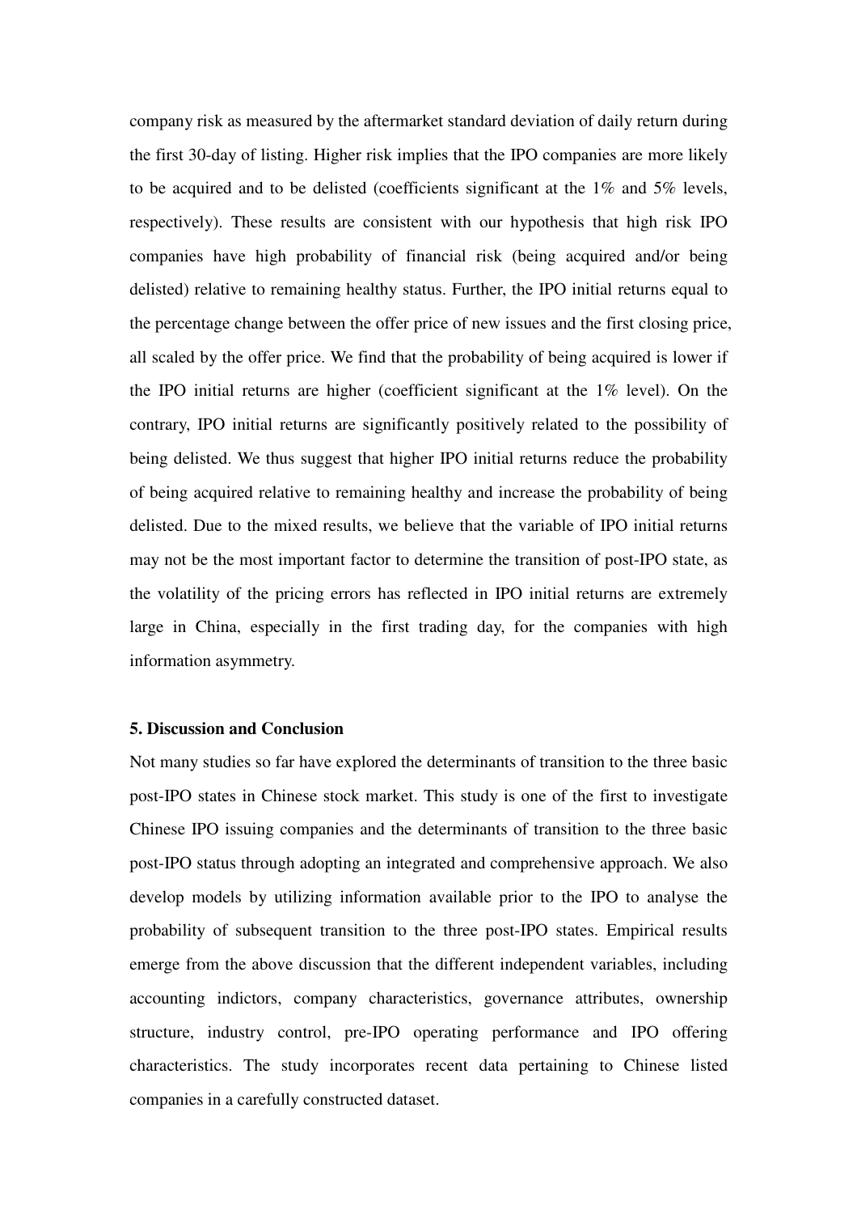company risk as measured by the aftermarket standard deviation of daily return during the first 30-day of listing. Higher risk implies that the IPO companies are more likely to be acquired and to be delisted (coefficients significant at the 1% and 5% levels, respectively). These results are consistent with our hypothesis that high risk IPO companies have high probability of financial risk (being acquired and/or being delisted) relative to remaining healthy status. Further, the IPO initial returns equal to the percentage change between the offer price of new issues and the first closing price, all scaled by the offer price. We find that the probability of being acquired is lower if the IPO initial returns are higher (coefficient significant at the 1% level). On the contrary, IPO initial returns are significantly positively related to the possibility of being delisted. We thus suggest that higher IPO initial returns reduce the probability of being acquired relative to remaining healthy and increase the probability of being delisted. Due to the mixed results, we believe that the variable of IPO initial returns may not be the most important factor to determine the transition of post-IPO state, as the volatility of the pricing errors has reflected in IPO initial returns are extremely large in China, especially in the first trading day, for the companies with high information asymmetry.

## 5. Discussion and Conclusion

Not many studies so far have explored the determinants of transition to the three basic post-IPO states in Chinese stock market. This study is one of the first to investigate Chinese IPO issuing companies and the determinants of transition to the three basic post-IPO status through adopting an integrated and comprehensive approach. We also develop models by utilizing information available prior to the IPO to analyse the probability of subsequent transition to the three post-IPO states. Empirical results emerge from the above discussion that the different independent variables, including accounting indictors, company characteristics, governance attributes, ownership structure, industry control, pre-IPO operating performance and IPO offering characteristics. The study incorporates recent data pertaining to Chinese listed companies in a carefully constructed dataset.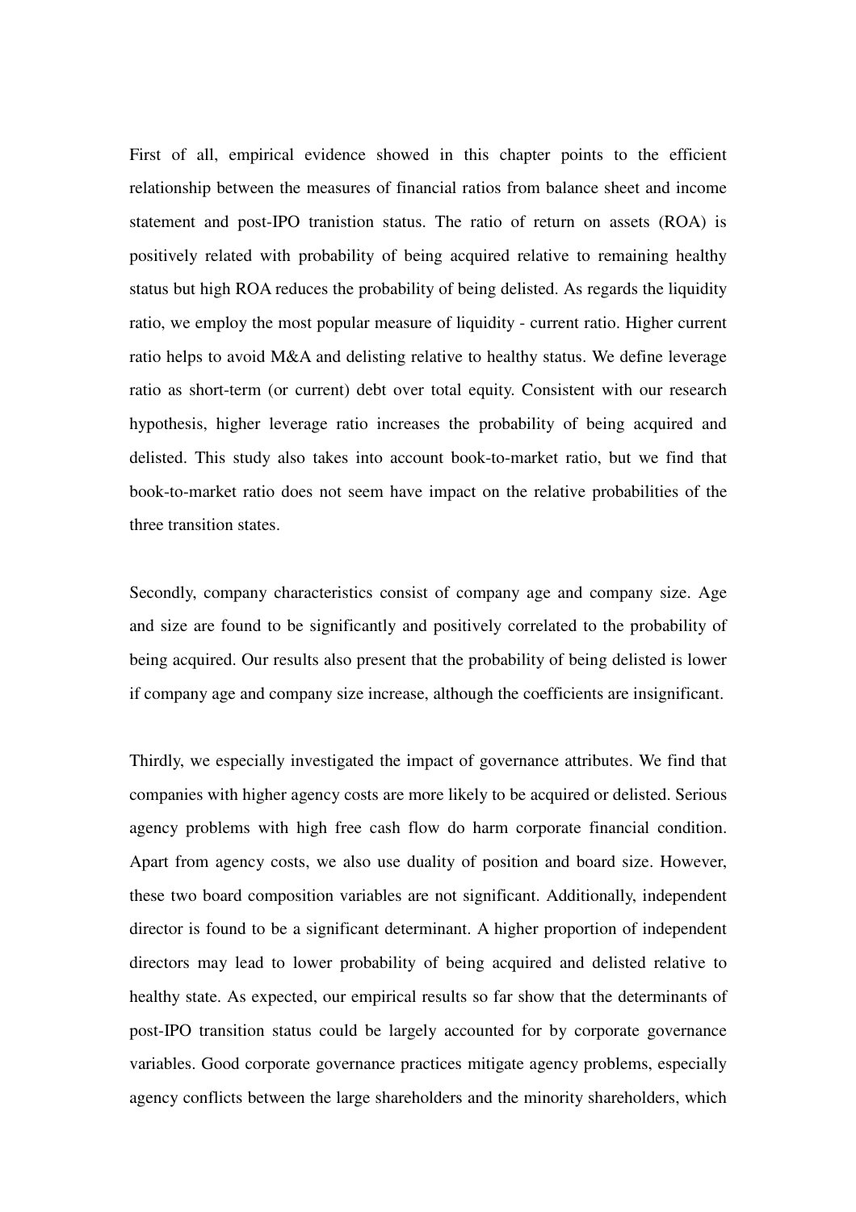First of all, empirical evidence showed in this chapter points to the efficient relationship between the measures of financial ratios from balance sheet and income statement and post-IPO tranistion status. The ratio of return on assets (ROA) is positively related with probability of being acquired relative to remaining healthy status but high ROA reduces the probability of being delisted. As regards the liquidity ratio, we employ the most popular measure of liquidity - current ratio. Higher current ratio helps to avoid M&A and delisting relative to healthy status. We define leverage ratio as short-term (or current) debt over total equity. Consistent with our research hypothesis, higher leverage ratio increases the probability of being acquired and delisted. This study also takes into account book-to-market ratio, but we find that book-to-market ratio does not seem have impact on the relative probabilities of the three transition states.

Secondly, company characteristics consist of company age and company size. Age and size are found to be significantly and positively correlated to the probability of being acquired. Our results also present that the probability of being delisted is lower if company age and company size increase, although the coefficients are insignificant.

Thirdly, we especially investigated the impact of governance attributes. We find that companies with higher agency costs are more likely to be acquired or delisted. Serious agency problems with high free cash flow do harm corporate financial condition. Apart from agency costs, we also use duality of position and board size. However, these two board composition variables are not significant. Additionally, independent director is found to be a significant determinant. A higher proportion of independent directors may lead to lower probability of being acquired and delisted relative to healthy state. As expected, our empirical results so far show that the determinants of post-IPO transition status could be largely accounted for by corporate governance variables. Good corporate governance practices mitigate agency problems, especially agency conflicts between the large shareholders and the minority shareholders, which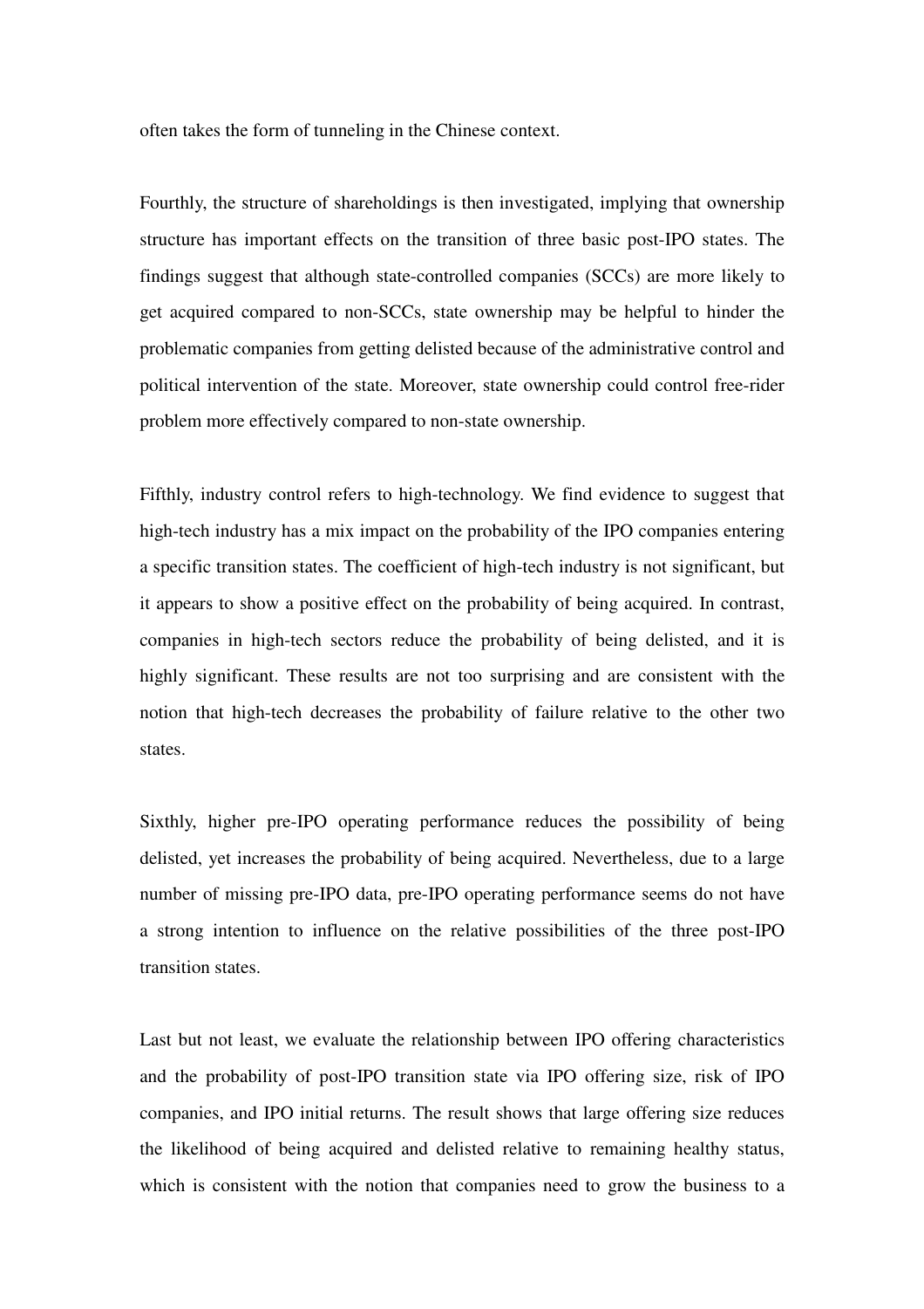often takes the form of tunneling in the Chinese context.

Fourthly, the structure of shareholdings is then investigated, implying that ownership structure has important effects on the transition of three basic post-IPO states. The findings suggest that although state-controlled companies (SCCs) are more likely to get acquired compared to non-SCCs, state ownership may be helpful to hinder the problematic companies from getting delisted because of the administrative control and political intervention of the state. Moreover, state ownership could control free-rider problem more effectively compared to non-state ownership.

Fifthly, industry control refers to high-technology. We find evidence to suggest that high-tech industry has a mix impact on the probability of the IPO companies entering a specific transition states. The coefficient of high-tech industry is not significant, but it appears to show a positive effect on the probability of being acquired. In contrast, companies in high-tech sectors reduce the probability of being delisted, and it is highly significant. These results are not too surprising and are consistent with the notion that high-tech decreases the probability of failure relative to the other two states.

Sixthly, higher pre-IPO operating performance reduces the possibility of being delisted, yet increases the probability of being acquired. Nevertheless, due to a large number of missing pre-IPO data, pre-IPO operating performance seems do not have a strong intention to influence on the relative possibilities of the three post-IPO transition states.

Last but not least, we evaluate the relationship between IPO offering characteristics and the probability of post-IPO transition state via IPO offering size, risk of IPO companies, and IPO initial returns. The result shows that large offering size reduces the likelihood of being acquired and delisted relative to remaining healthy status, which is consistent with the notion that companies need to grow the business to a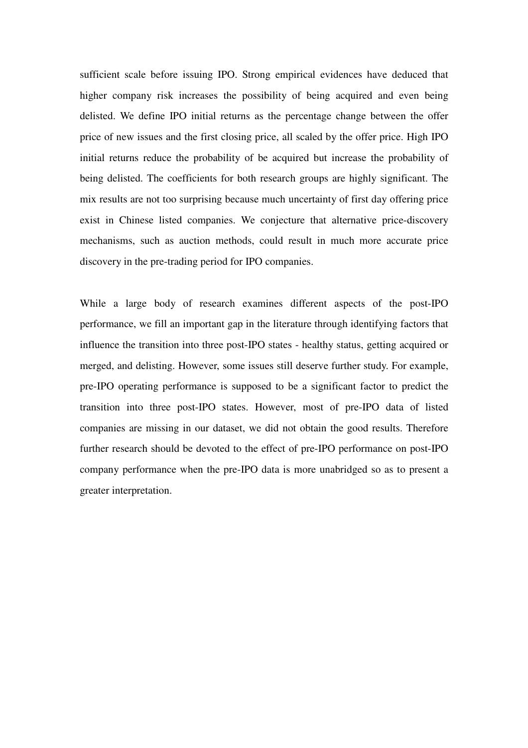sufficient scale before issuing IPO. Strong empirical evidences have deduced that higher company risk increases the possibility of being acquired and even being delisted. We define IPO initial returns as the percentage change between the offer price of new issues and the first closing price, all scaled by the offer price. High IPO initial returns reduce the probability of be acquired but increase the probability of being delisted. The coefficients for both research groups are highly significant. The mix results are not too surprising because much uncertainty of first day offering price exist in Chinese listed companies. We conjecture that alternative price-discovery mechanisms, such as auction methods, could result in much more accurate price discovery in the pre-trading period for IPO companies.

While a large body of research examines different aspects of the post-IPO performance, we fill an important gap in the literature through identifying factors that influence the transition into three post-IPO states - healthy status, getting acquired or merged, and delisting. However, some issues still deserve further study. For example, pre-IPO operating performance is supposed to be a significant factor to predict the transition into three post-IPO states. However, most of pre-IPO data of listed companies are missing in our dataset, we did not obtain the good results. Therefore further research should be devoted to the effect of pre-IPO performance on post-IPO company performance when the pre-IPO data is more unabridged so as to present a greater interpretation.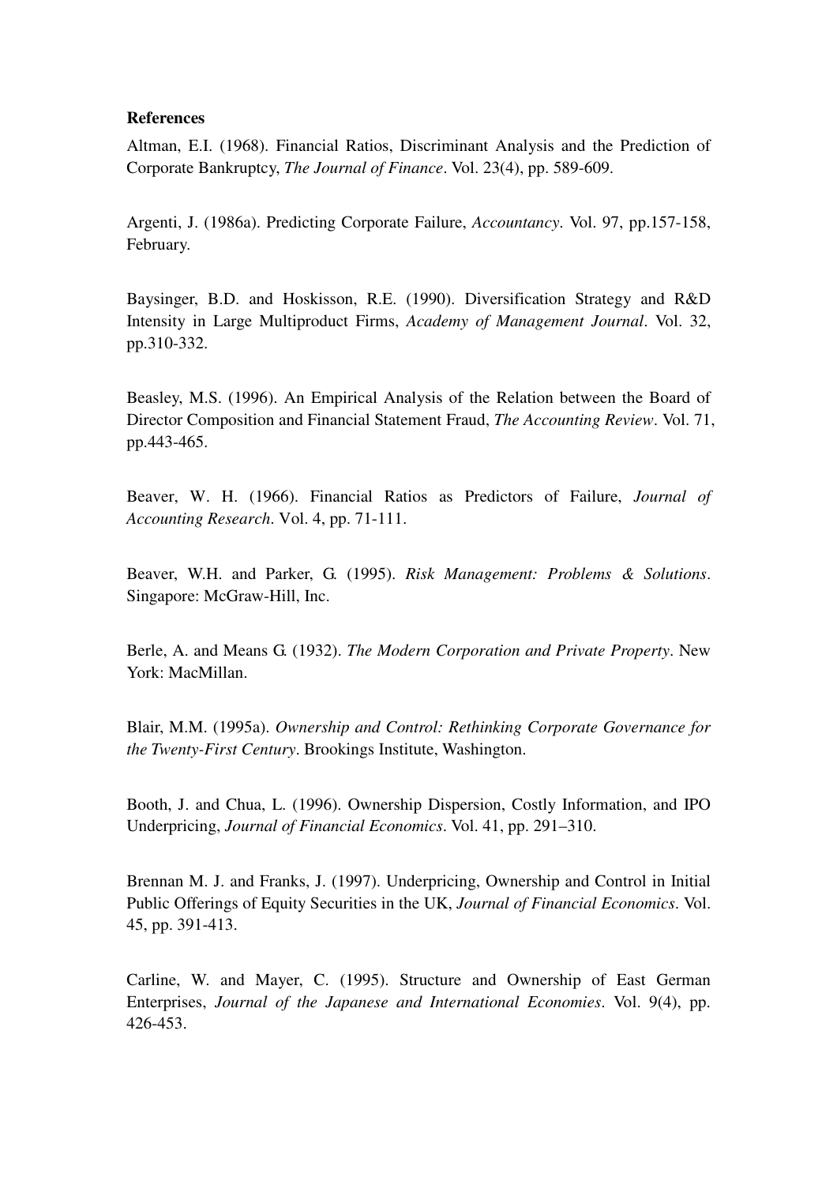**References**

Altman, E.I. (1968). Financial Ratios, Discriminant Analysis and the Prediction of Corporate Bankruptcy, *The Journal of Finance*. Vol. 23(4), pp. 589-609.

Argenti, J. (1986a). Predicting Corporate Failure, *Accountancy*. Vol. 97, pp.157-158, February.

Baysinger, B.D. and Hoskisson, R.E. (1990). Diversification Strategy and R&D Intensity in Large Multiproduct Firms, *Academy of Management Journal*. Vol. 32, pp.310-332.

Beasley, M.S. (1996). An Empirical Analysis of the Relation between the Board of Director Composition and Financial Statement Fraud, *The Accounting Review*. Vol. 71, pp.443-465.

Beaver, W. H. (1966). Financial Ratios as Predictors of Failure, *Journal of Accounting Research*. Vol. 4, pp. 71-111.

Beaver, W.H. and Parker, G. (1995). *Risk Management: Problems & Solutions*. Singapore: McGraw-Hill, Inc.

Berle, A. and Means G. (1932). *The Modern Corporation and Private Property*. New York: MacMillan.

Blair, M.M. (1995a). *Ownership and Control: Rethinking Corporate Governance for the Twenty-First Century*. Brookings Institute, Washington.

Booth, J. and Chua, L. (1996). Ownership Dispersion, Costly Information, and IPO Underpricing, *Journal of Financial Economics*. Vol. 41, pp. 291–310.

Brennan M. J. and Franks, J. (1997). Underpricing, Ownership and Control in Initial Public Offerings of Equity Securities in the UK, *Journal of Financial Economics*. Vol. 45, pp. 391-413.

Carline, W. and Mayer, C. (1995). Structure and Ownership of East German Enterprises, *Journal of the Japanese and International Economies*. Vol. 9(4), pp. 426-453.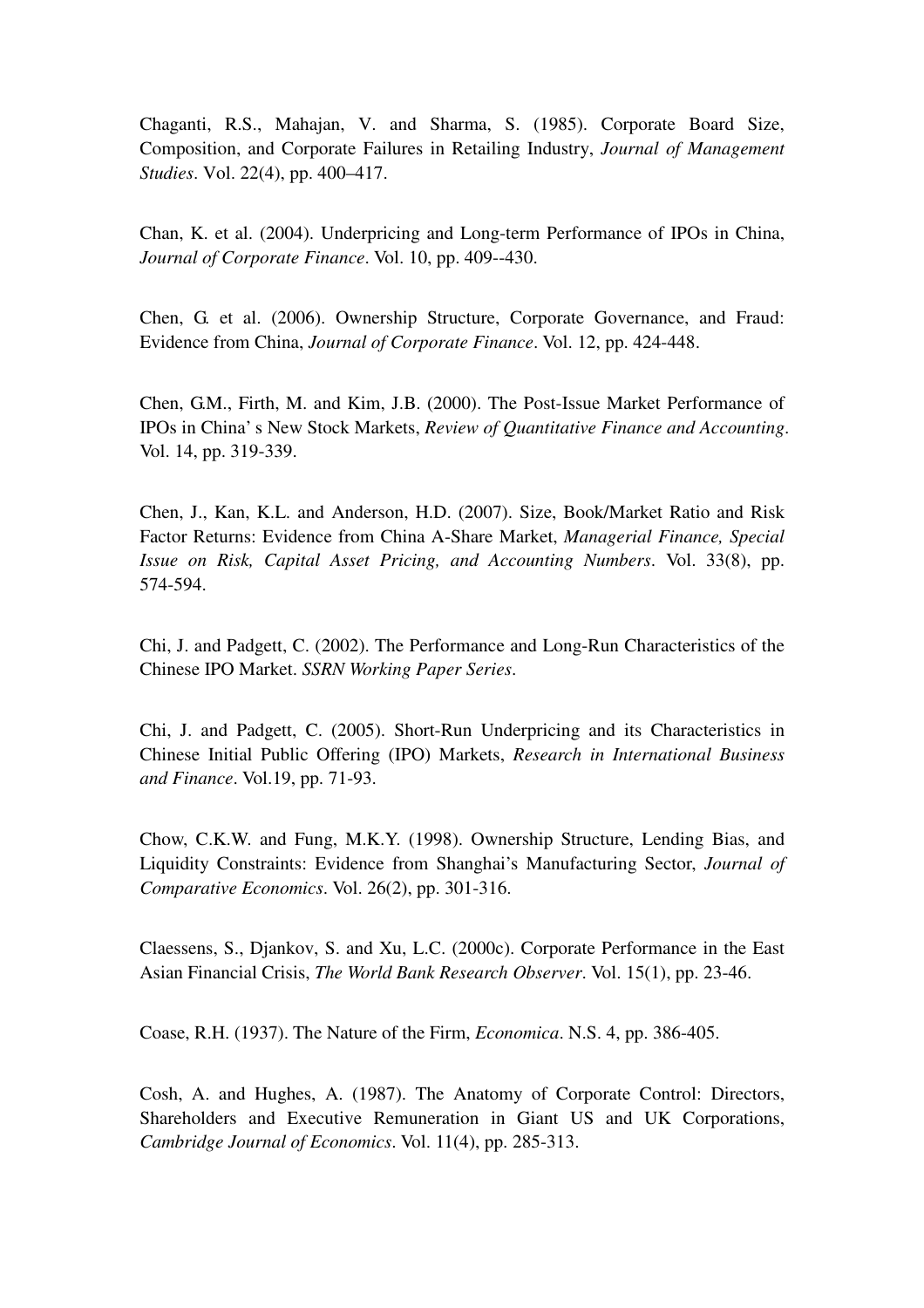Chaganti, R.S., Mahajan, V. and Sharma, S. (1985). Corporate Board Size, Composition, and Corporate Failures in Retailing Industry, *Journal of Management Studies*. Vol. 22(4), pp. 400–417.

Chan, K. et al. (2004). Underpricing and Long-term Performance of IPOs in China, *Journal of Corporate Finance*. Vol. 10, pp. 409--430.

Chen, G. et al. (2006). Ownership Structure, Corporate Governance, and Fraud: Evidence from China, *Journal of Corporate Finance*. Vol. 12, pp. 424-448.

Chen, G.M., Firth, M. and Kim, J.B. (2000). The Post-Issue Market Performance of IPOs in China' s New Stock Markets, *Review of Quantitative Finance and Accounting*. Vol. 14, pp. 319-339.

Chen, J., Kan, K.L. and Anderson, H.D. (2007). Size, Book/Market Ratio and Risk Factor Returns: Evidence from China A-Share Market, *Managerial Finance, Special Issue on Risk, Capital Asset Pricing, and Accounting Numbers*. Vol. 33(8), pp. 574-594.

Chi, J. and Padgett, C. (2002). The Performance and Long-Run Characteristics of the Chinese IPO Market. *SSRN Working Paper Series*.

Chi, J. and Padgett, C. (2005). Short-Run Underpricing and its Characteristics in Chinese Initial Public Offering (IPO) Markets, *Research in International Business and Finance*. Vol.19, pp. 71-93.

Chow, C.K.W. and Fung, M.K.Y. (1998). Ownership Structure, Lending Bias, and Liquidity Constraints: Evidence from Shanghai's Manufacturing Sector, *Journal of Comparative Economics*. Vol. 26(2), pp. 301-316.

Claessens, S., Djankov, S. and Xu, L.C. (2000c). Corporate Performance in the East Asian Financial Crisis, *The World Bank Research Observer*. Vol. 15(1), pp. 23-46.

Coase, R.H. (1937). The Nature of the Firm, *Economica*. N.S. 4, pp. 386-405.

Cosh, A. and Hughes, A. (1987). The Anatomy of Corporate Control: Directors, Shareholders and Executive Remuneration in Giant US and UK Corporations, *Cambridge Journal of Economics*. Vol. 11(4), pp. 285-313.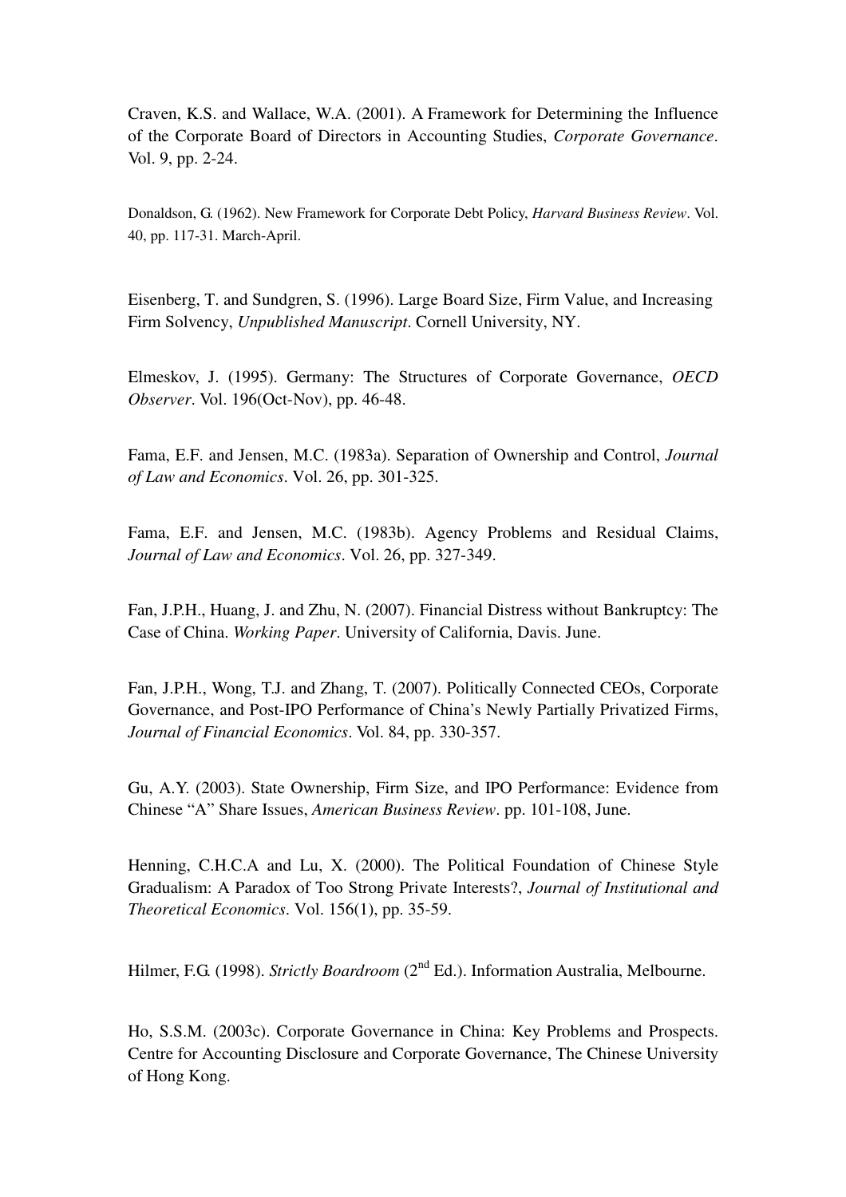Craven, K.S. and Wallace, W.A. (2001). A Framework for Determining the Influence of the Corporate Board of Directors in Accounting Studies, *Corporate Governance*. Vol. 9, pp. 2-24.

Donaldson, G. (1962). New Framework for Corporate Debt Policy, *Harvard Business Review*. Vol. 40, pp. 117-31. March-April.

Eisenberg, T. and Sundgren, S. (1996). Large Board Size, Firm Value, and Increasing Firm Solvency, *Unpublished Manuscript*. Cornell University, NY.

Elmeskov, J. (1995). Germany: The Structures of Corporate Governance, *OECD Observer*. Vol. 196(Oct-Nov), pp. 46-48.

Fama, E.F. and Jensen, M.C. (1983a). Separation of Ownership and Control, *Journal of Law and Economics*. Vol. 26, pp. 301-325.

Fama, E.F. and Jensen, M.C. (1983b). Agency Problems and Residual Claims, *Journal of Law and Economics*. Vol. 26, pp. 327-349.

Fan, J.P.H., Huang, J. and Zhu, N. (2007). Financial Distress without Bankruptcy: The Case of China. *Working Paper*. University of California, Davis. June.

Fan, J.P.H., Wong, T.J. and Zhang, T. (2007). Politically Connected CEOs, Corporate Governance, and Post-IPO Performance of China's Newly Partially Privatized Firms, *Journal of Financial Economics*. Vol. 84, pp. 330-357.

Gu, A.Y. (2003). State Ownership, Firm Size, and IPO Performance: Evidence from Chinese "A" Share Issues, *American Business Review*. pp. 101-108, June.

Henning, C.H.C.A and Lu, X. (2000). The Political Foundation of Chinese Style Gradualism: A Paradox of Too Strong Private Interests?, *Journal of Institutional and Theoretical Economics*. Vol. 156(1), pp. 35-59.

Hilmer, F.G. (1998). *Strictly Boardroom* (2nd Ed.). Information Australia, Melbourne.

Ho, S.S.M. (2003c). Corporate Governance in China: Key Problems and Prospects. Centre for Accounting Disclosure and Corporate Governance, The Chinese University of Hong Kong.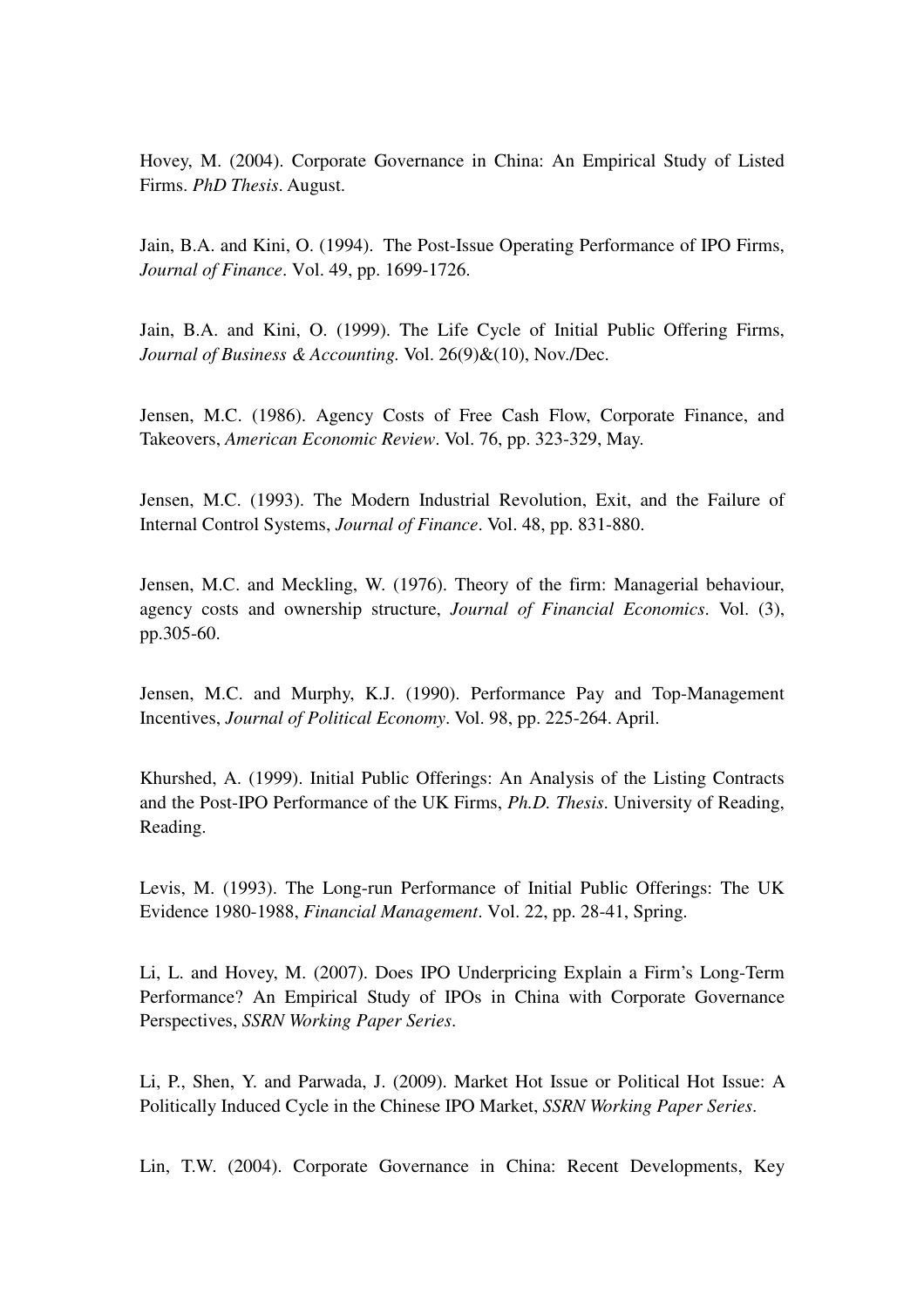Hovey, M. (2004). Corporate Governance in China: An Empirical Study of Listed Firms. *PhD Thesis*. August.

Jain, B.A. and Kini, O. (1994). The Post-Issue Operating Performance of IPO Firms, *Journal of Finance*. Vol. 49, pp. 1699-1726.

Jain, B.A. and Kini, O. (1999). The Life Cycle of Initial Public Offering Firms, *Journal of Business & Accounting.* Vol. 26(9)&(10), Nov./Dec.

Jensen, M.C. (1986). Agency Costs of Free Cash Flow, Corporate Finance, and Takeovers, *American Economic Review*. Vol. 76, pp. 323-329, May.

Jensen, M.C. (1993). The Modern Industrial Revolution, Exit, and the Failure of Internal Control Systems, *Journal of Finance*. Vol. 48, pp. 831-880.

Jensen, M.C. and Meckling, W. (1976). Theory of the firm: Managerial behaviour, agency costs and ownership structure, *Journal of Financial Economics*. Vol. (3), pp.305-60.

Jensen, M.C. and Murphy, K.J. (1990). Performance Pay and Top-Management Incentives, *Journal of Political Economy*. Vol. 98, pp. 225-264. April.

Khurshed, A. (1999). Initial Public Offerings: An Analysis of the Listing Contracts and the Post-IPO Performance of the UK Firms, *Ph.D. Thesis*. University of Reading, Reading.

Levis, M. (1993). The Long-run Performance of Initial Public Offerings: The UK Evidence 1980-1988, *Financial Management*. Vol. 22, pp. 28-41, Spring.

Li, L. and Hovey, M. (2007). Does IPO Underpricing Explain a Firm's Long-Term Performance? An Empirical Study of IPOs in China with Corporate Governance Perspectives, *SSRN Working Paper Series*.

Li, P., Shen, Y. and Parwada, J. (2009). Market Hot Issue or Political Hot Issue: A Politically Induced Cycle in the Chinese IPO Market, *SSRN Working Paper Series*.

Lin, T.W. (2004). Corporate Governance in China: Recent Developments, Key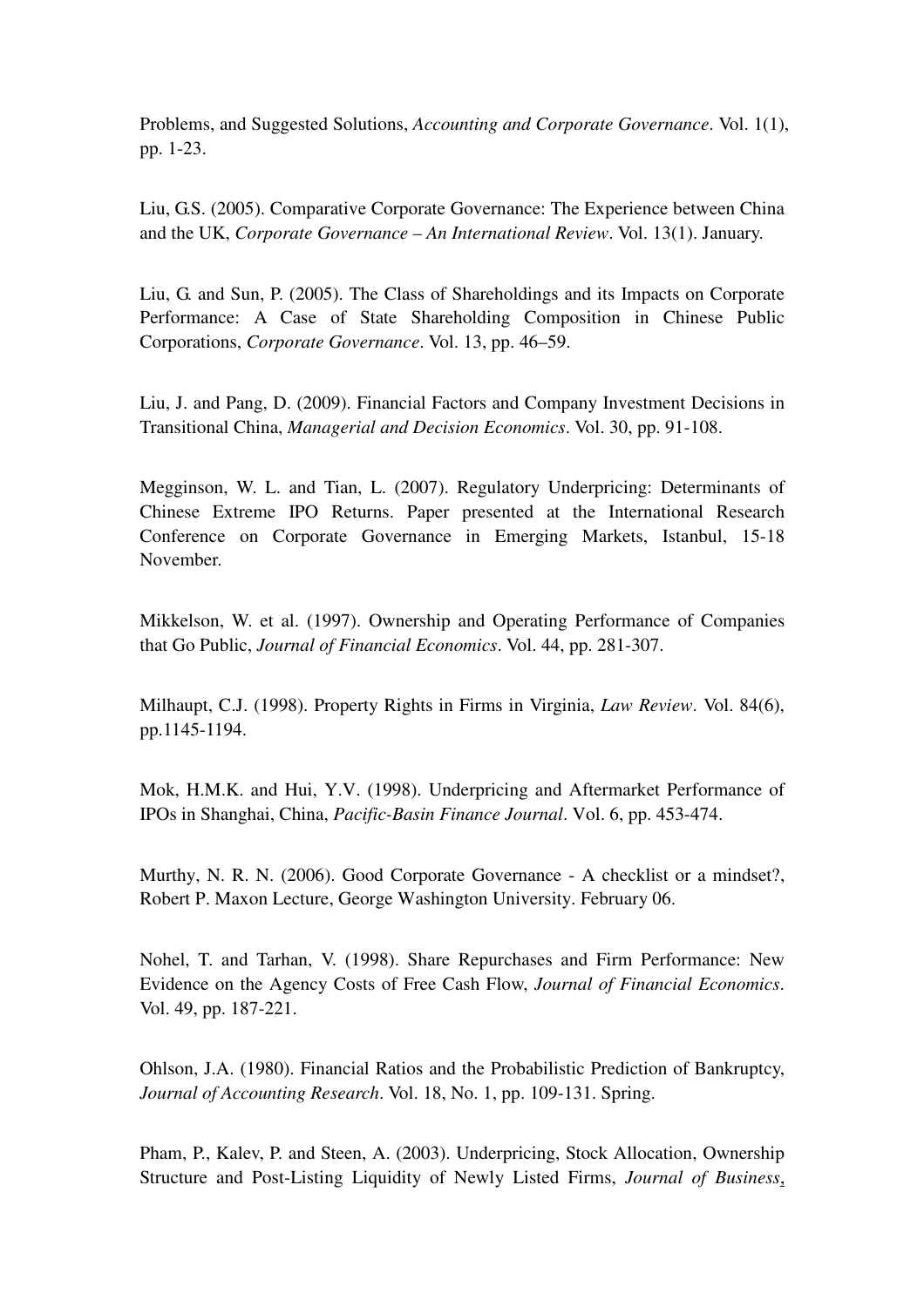Problems, and Suggested Solutions, *Accounting and Corporate Governance*. Vol. 1(1), pp. 1-23.

Liu, G.S. (2005). Comparative Corporate Governance: The Experience between China and the UK, *Corporate Governance – An International Review*. Vol. 13(1). January.

Liu, G. and Sun, P. (2005). The Class of Shareholdings and its Impacts on Corporate Performance: A Case of State Shareholding Composition in Chinese Public Corporations, *Corporate Governance*. Vol. 13, pp. 46–59.

Liu, J. and Pang, D. (2009). Financial Factors and Company Investment Decisions in Transitional China, *Managerial and Decision Economics*. Vol. 30, pp. 91-108.

Megginson, W. L. and Tian, L. (2007). Regulatory Underpricing: Determinants of Chinese Extreme IPO Returns. Paper presented at the International Research Conference on Corporate Governance in Emerging Markets, Istanbul, 15-18 November.

Mikkelson, W. et al. (1997). Ownership and Operating Performance of Companies that Go Public, *Journal of Financial Economics*. Vol. 44, pp. 281-307.

Milhaupt, C.J. (1998). Property Rights in Firms in Virginia, *Law Review*. Vol. 84(6), pp.1145-1194.

Mok, H.M.K. and Hui, Y.V. (1998). Underpricing and Aftermarket Performance of IPOs in Shanghai, China, *Pacific-Basin Finance Journal*. Vol. 6, pp. 453-474.

Murthy, N. R. N. (2006). Good Corporate Governance - A checklist or a mindset?, Robert P. Maxon Lecture, George Washington University. February 06.

Nohel, T. and Tarhan, V. (1998). Share Repurchases and Firm Performance: New Evidence on the Agency Costs of Free Cash Flow, *Journal of Financial Economics*. Vol. 49, pp. 187-221.

Ohlson, J.A. (1980). Financial Ratios and the Probabilistic Prediction of Bankruptcy, *Journal of Accounting Research*. Vol. 18, No. 1, pp. 109-131. Spring.

Pham, P., Kalev, P. and Steen, A. (2003). Underpricing, Stock Allocation, Ownership Structure and Post-Listing Liquidity of Newly Listed Firms, *Journal of Business*,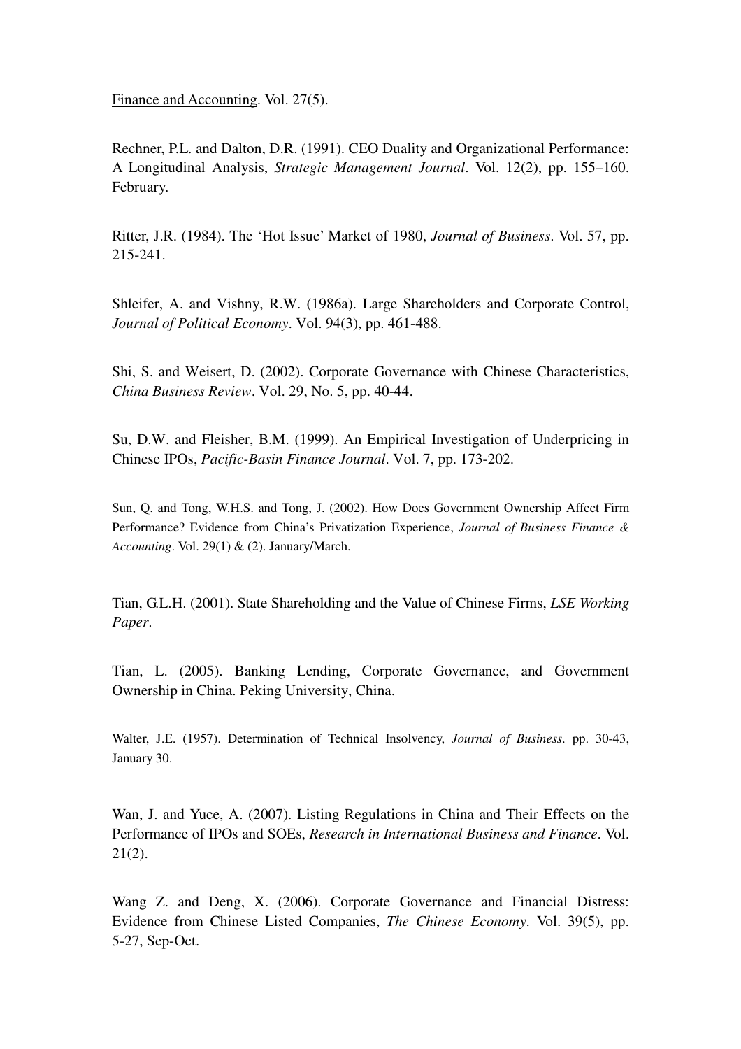Finance and Accounting. Vol. 27(5).

Rechner, P.L. and Dalton, D.R. (1991). CEO Duality and Organizational Performance: A Longitudinal Analysis, *Strategic Management Journal*. Vol. 12(2), pp. 155–160. February.

Ritter, J.R. (1984). The 'Hot Issue' Market of 1980, *Journal of Business*. Vol. 57, pp. 215-241.

Shleifer, A. and Vishny, R.W. (1986a). Large Shareholders and Corporate Control, *Journal of Political Economy*. Vol. 94(3), pp. 461-488.

Shi, S. and Weisert, D. (2002). Corporate Governance with Chinese Characteristics, *China Business Review*. Vol. 29, No. 5, pp. 40-44.

Su, D.W. and Fleisher, B.M. (1999). An Empirical Investigation of Underpricing in Chinese IPOs, *Pacific-Basin Finance Journal*. Vol. 7, pp. 173-202.

Sun, Q. and Tong, W.H.S. and Tong, J. (2002). How Does Government Ownership Affect Firm Performance? Evidence from China's Privatization Experience, *Journal of Business Finance & Accounting*. Vol. 29(1) & (2). January/March.

Tian, G.L.H. (2001). State Shareholding and the Value of Chinese Firms, *LSE Working Paper*.

Tian, L. (2005). Banking Lending, Corporate Governance, and Government Ownership in China. Peking University, China.

Walter, J.E. (1957). Determination of Technical Insolvency, *Journal of Business*. pp. 30-43, January 30.

Wan, J. and Yuce, A. (2007). Listing Regulations in China and Their Effects on the Performance of IPOs and SOEs, *Research in International Business and Finance*. Vol. 21(2).

Wang Z. and Deng, X. (2006). Corporate Governance and Financial Distress: Evidence from Chinese Listed Companies, *The Chinese Economy*. Vol. 39(5), pp. 5-27, Sep-Oct.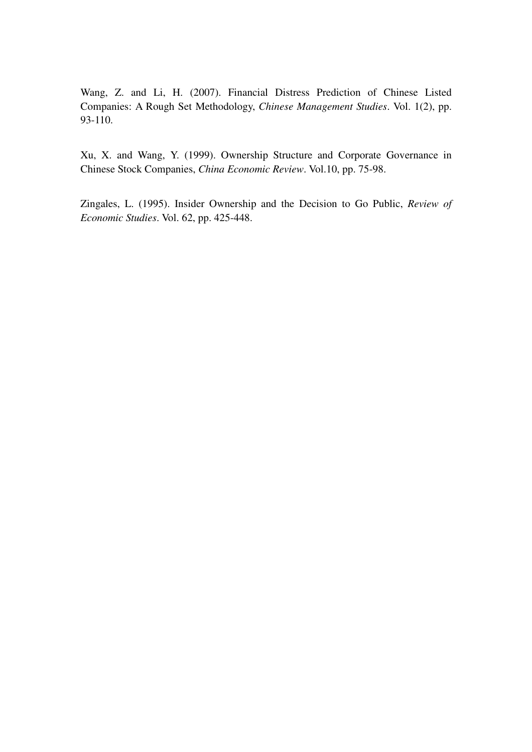Wang, Z. and Li, H. (2007). Financial Distress Prediction of Chinese Listed Companies: A Rough Set Methodology, *Chinese Management Studies*. Vol. 1(2), pp. 93-110.

Xu, X. and Wang, Y. (1999). Ownership Structure and Corporate Governance in Chinese Stock Companies, *China Economic Review*. Vol.10, pp. 75-98.

Zingales, L. (1995). Insider Ownership and the Decision to Go Public, *Review of Economic Studies*. Vol. 62, pp. 425-448.